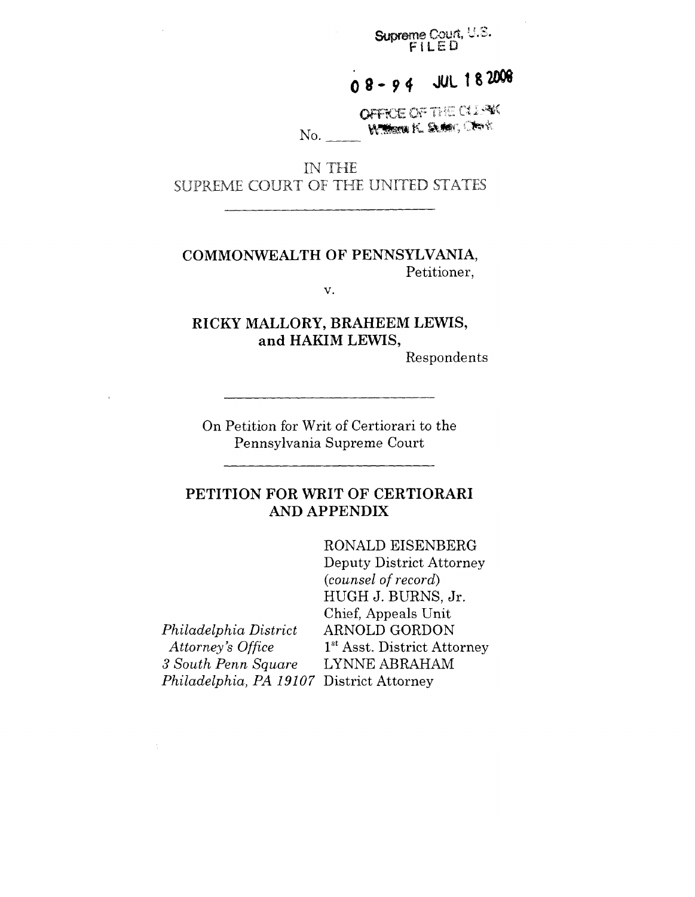Supreme Court, U.S.
FILED

08-94 JUL 18 2008

OFFICE OF THE CLERK
William K. Suter, Clerk

No. \_\_\_\_\_

IN THE
SUPREME COURT OF THE UNITED STATES

---

**COMMONWEALTH OF PENNSYLVANIA,**
Petitioner,

v.

**RICKY MALLORY, BRAHEEM LEWIS, and HAKIM LEWIS,**
Respondents

---

On Petition for Writ of Certiorari to the Pennsylvania Supreme Court

---

**PETITION FOR WRIT OF CERTIORARI AND APPENDIX**

RONALD EISENBERG
Deputy District Attorney
(*counsel of record*)
HUGH J. BURNS, Jr.
Chief, Appeals Unit
ARNOLD GORDON
1st Asst. District Attorney
LYNNE ABRAHAM
District Attorney

*Philadelphia District Attorney's Office*
*3 South Penn Square*
*Philadelphia, PA 19107*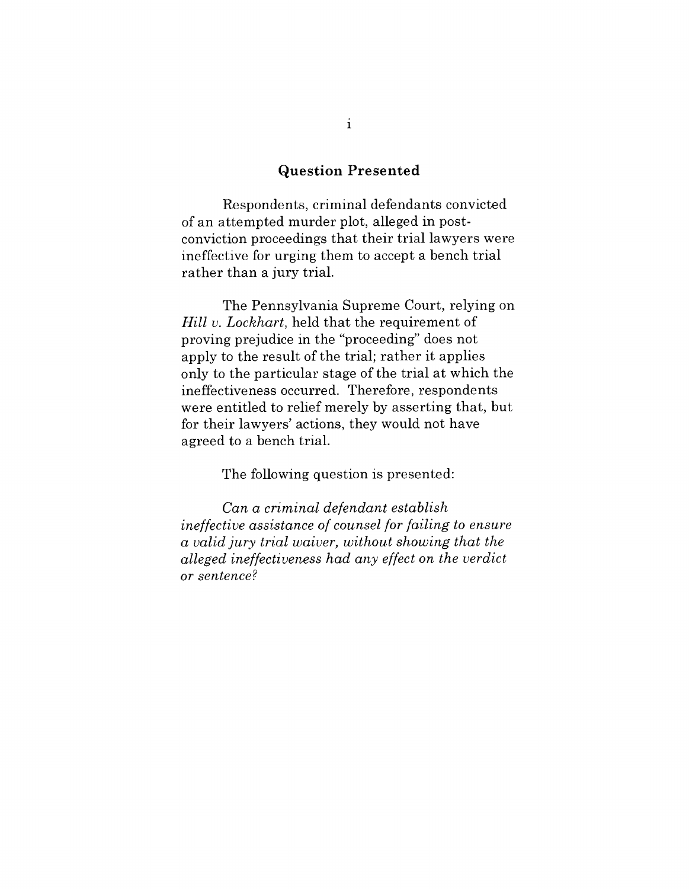## Question Presented

Respondents, criminal defendants convicted of an attempted murder plot, alleged in post-conviction proceedings that their trial lawyers were ineffective for urging them to accept a bench trial rather than a jury trial.

The Pennsylvania Supreme Court, relying on *Hill v. Lockhart*, held that the requirement of proving prejudice in the "proceeding" does not apply to the result of the trial; rather it applies only to the particular stage of the trial at which the ineffectiveness occurred. Therefore, respondents were entitled to relief merely by asserting that, but for their lawyers' actions, they would not have agreed to a bench trial.

The following question is presented:

*Can a criminal defendant establish ineffective assistance of counsel for failing to ensure a valid jury trial waiver, without showing that the alleged ineffectiveness had any effect on the verdict or sentence?*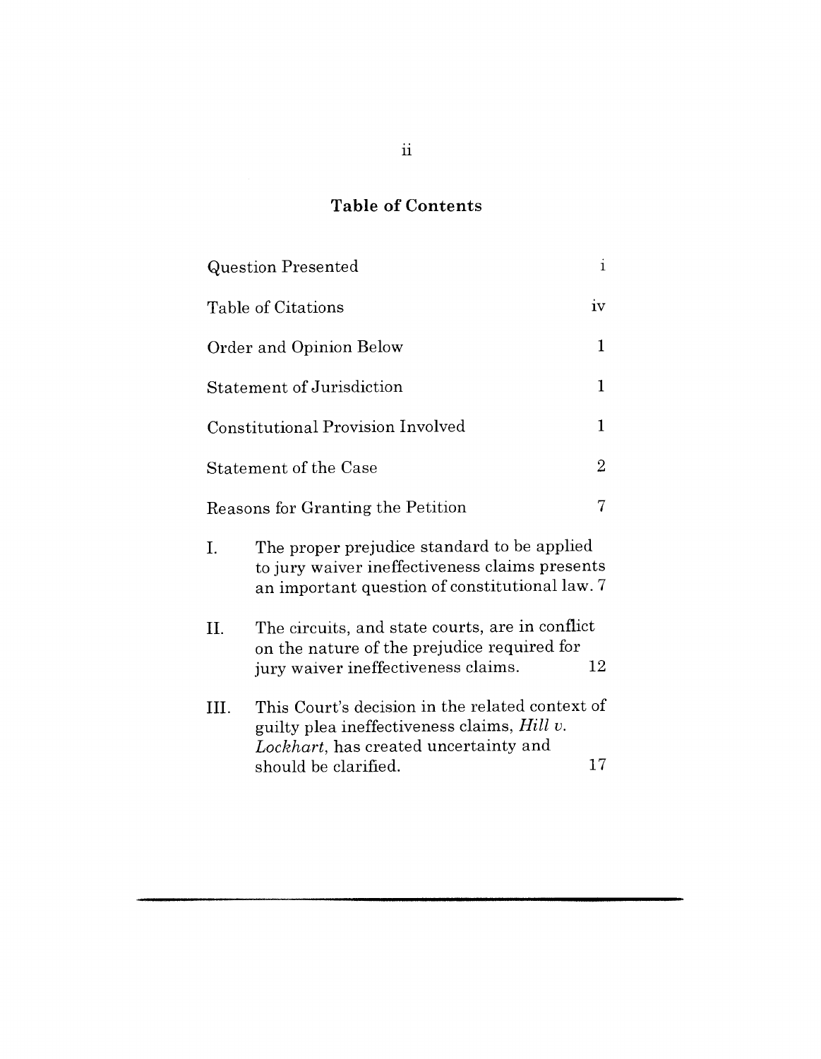## Table of Contents

| | |
|---|---|
| Question Presented | i |
| Table of Citations | iv |
| Order and Opinion Below | 1 |
| Statement of Jurisdiction | 1 |
| Constitutional Provision Involved | 1 |
| Statement of the Case | 2 |
| Reasons for Granting the Petition | 7 |
| I. The proper prejudice standard to be applied to jury waiver ineffectiveness claims presents an important question of constitutional law. | 7 |
| II. The circuits, and state courts, are in conflict on the nature of the prejudice required for jury waiver ineffectiveness claims. | 12 |
| III. This Court's decision in the related context of guilty plea ineffectiveness claims, *Hill v. Lockhart*, has created uncertainty and should be clarified. | 17 |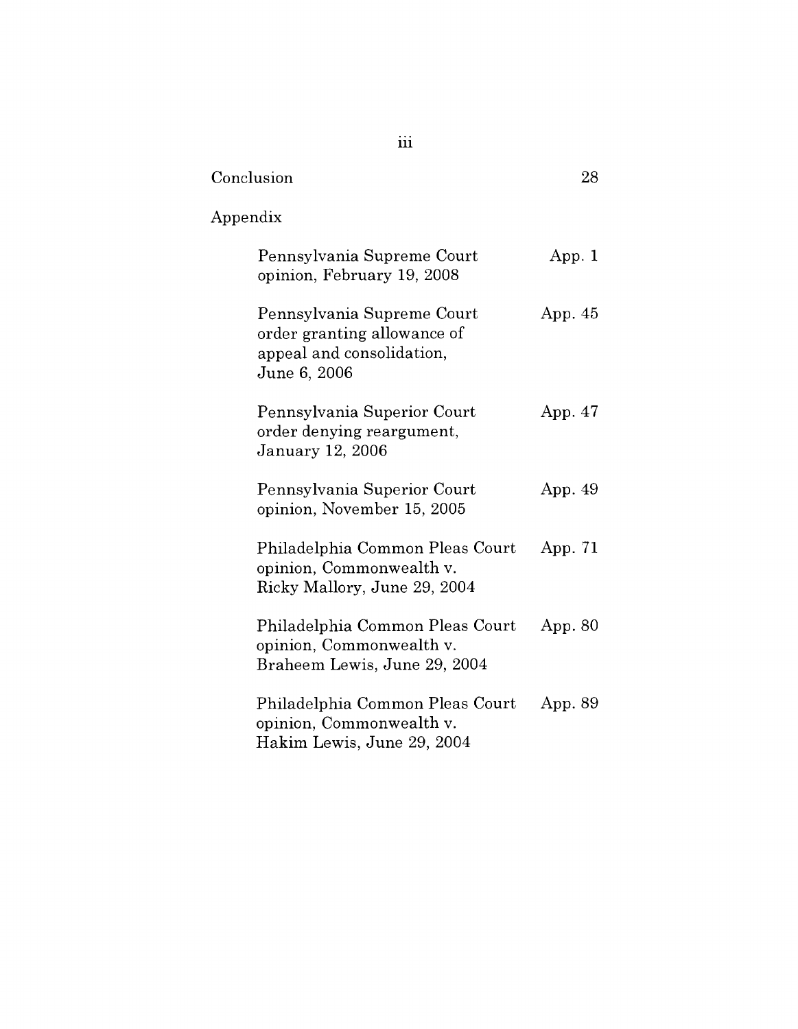| | |
|---|---|
| Conclusion | 28 |
| Appendix | |
| Pennsylvania Supreme Court opinion, February 19, 2008 | App. 1 |
| Pennsylvania Supreme Court order granting allowance of appeal and consolidation, June 6, 2006 | App. 45 |
| Pennsylvania Superior Court order denying reargument, January 12, 2006 | App. 47 |
| Pennsylvania Superior Court opinion, November 15, 2005 | App. 49 |
| Philadelphia Common Pleas Court opinion, Commonwealth v. Ricky Mallory, June 29, 2004 | App. 71 |
| Philadelphia Common Pleas Court opinion, Commonwealth v. Braheem Lewis, June 29, 2004 | App. 80 |
| Philadelphia Common Pleas Court opinion, Commonwealth v. Hakim Lewis, June 29, 2004 | App. 89 |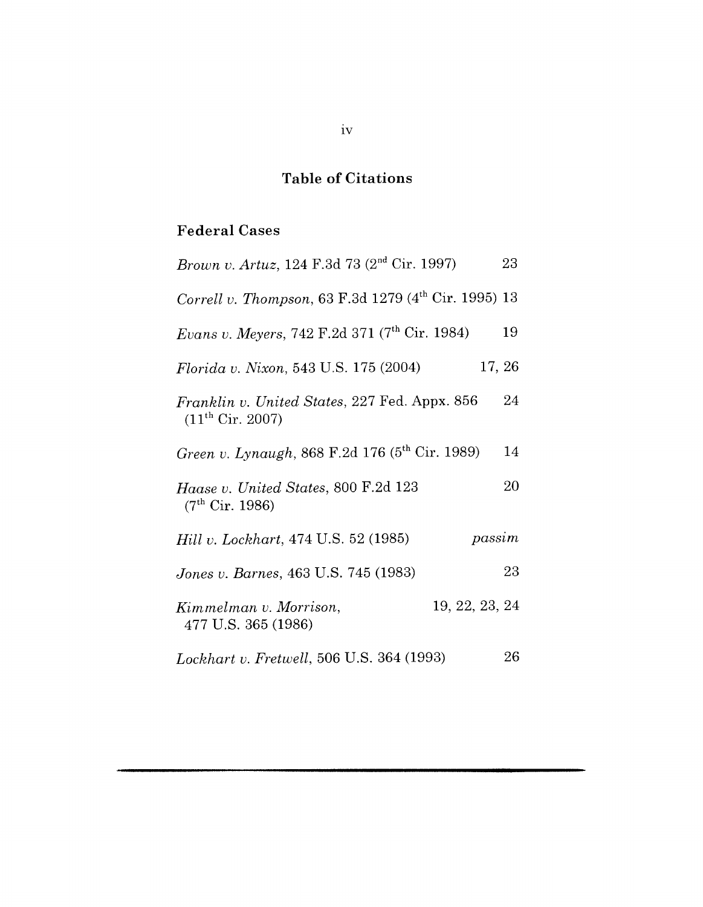## Table of Citations

### Federal Cases

*Brown v. Artuz*, 124 F.3d 73 (2[nd] Cir. 1997) 23

*Correll v. Thompson*, 63 F.3d 1279 (4[th] Cir. 1995) 13

*Evans v. Meyers*, 742 F.2d 371 (7[th] Cir. 1984) 19

*Florida v. Nixon*, 543 U.S. 175 (2004) 17, 26

*Franklin v. United States*, 227 Fed. Appx. 856 (11[th] Cir. 2007) 24

*Green v. Lynaugh*, 868 F.2d 176 (5[th] Cir. 1989) 14

*Haase v. United States*, 800 F.2d 123 (7[th] Cir. 1986) 20

*Hill v. Lockhart*, 474 U.S. 52 (1985) *passim*

*Jones v. Barnes*, 463 U.S. 745 (1983) 23

*Kimmelman v. Morrison*, 477 U.S. 365 (1986) 19, 22, 23, 24

*Lockhart v. Fretwell*, 506 U.S. 364 (1993) 26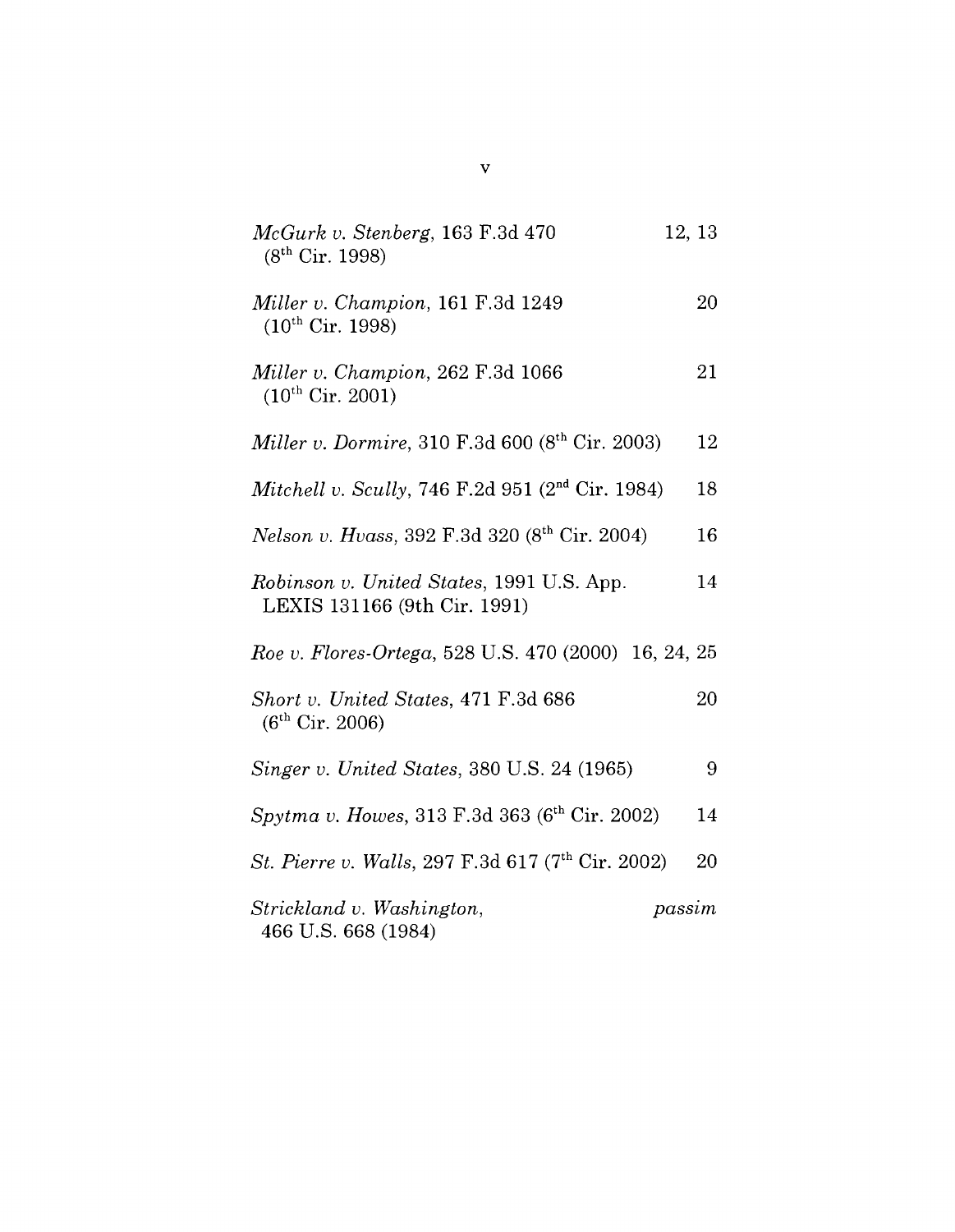*McGurk v. Stenberg*, 163 F.3d 470 (8th Cir. 1998) 12, 13

*Miller v. Champion*, 161 F.3d 1249 (10th Cir. 1998) 20

*Miller v. Champion*, 262 F.3d 1066 (10th Cir. 2001) 21

*Miller v. Dormire*, 310 F.3d 600 (8th Cir. 2003) 12

*Mitchell v. Scully*, 746 F.2d 951 (2nd Cir. 1984) 18

*Nelson v. Hvass*, 392 F.3d 320 (8th Cir. 2004) 16

*Robinson v. United States*, 1991 U.S. App. LEXIS 131166 (9th Cir. 1991) 14

*Roe v. Flores-Ortega*, 528 U.S. 470 (2000) 16, 24, 25

*Short v. United States*, 471 F.3d 686 (6th Cir. 2006) 20

*Singer v. United States*, 380 U.S. 24 (1965) 9

*Spytma v. Howes*, 313 F.3d 363 (6th Cir. 2002) 14

*St. Pierre v. Walls*, 297 F.3d 617 (7th Cir. 2002) 20

*Strickland v. Washington*, 466 U.S. 668 (1984) *passim*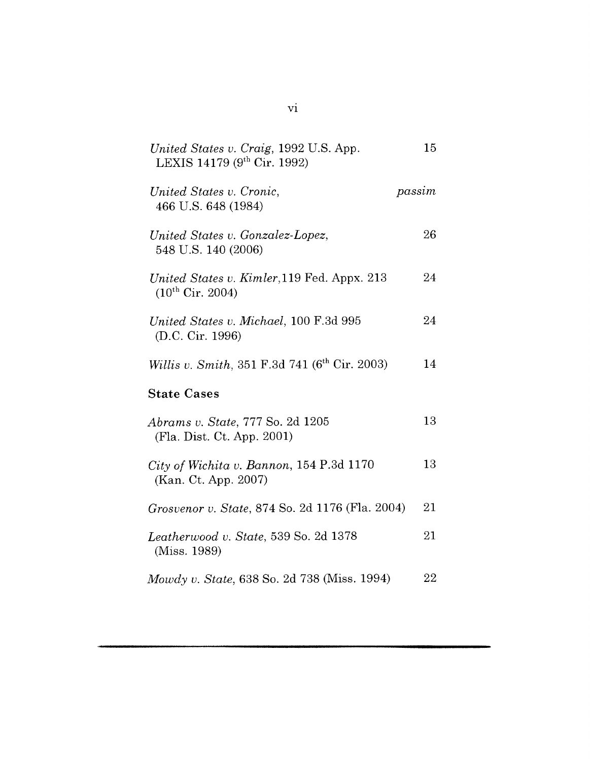*United States v. Craig*, 1992 U.S. App. LEXIS 14179 (9th Cir. 1992) 15

*United States v. Cronic*, 466 U.S. 648 (1984) *passim*

*United States v. Gonzalez-Lopez*, 548 U.S. 140 (2006) 26

*United States v. Kimler*, 119 Fed. Appx. 213 (10th Cir. 2004) 24

*United States v. Michael*, 100 F.3d 995 (D.C. Cir. 1996) 24

*Willis v. Smith*, 351 F.3d 741 (6th Cir. 2003) 14

**State Cases**

*Abrams v. State*, 777 So. 2d 1205 (Fla. Dist. Ct. App. 2001) 13

*City of Wichita v. Bannon*, 154 P.3d 1170 (Kan. Ct. App. 2007) 13

*Grosvenor v. State*, 874 So. 2d 1176 (Fla. 2004) 21

*Leatherwood v. State*, 539 So. 2d 1378 (Miss. 1989) 21

*Mowdy v. State*, 638 So. 2d 738 (Miss. 1994) 22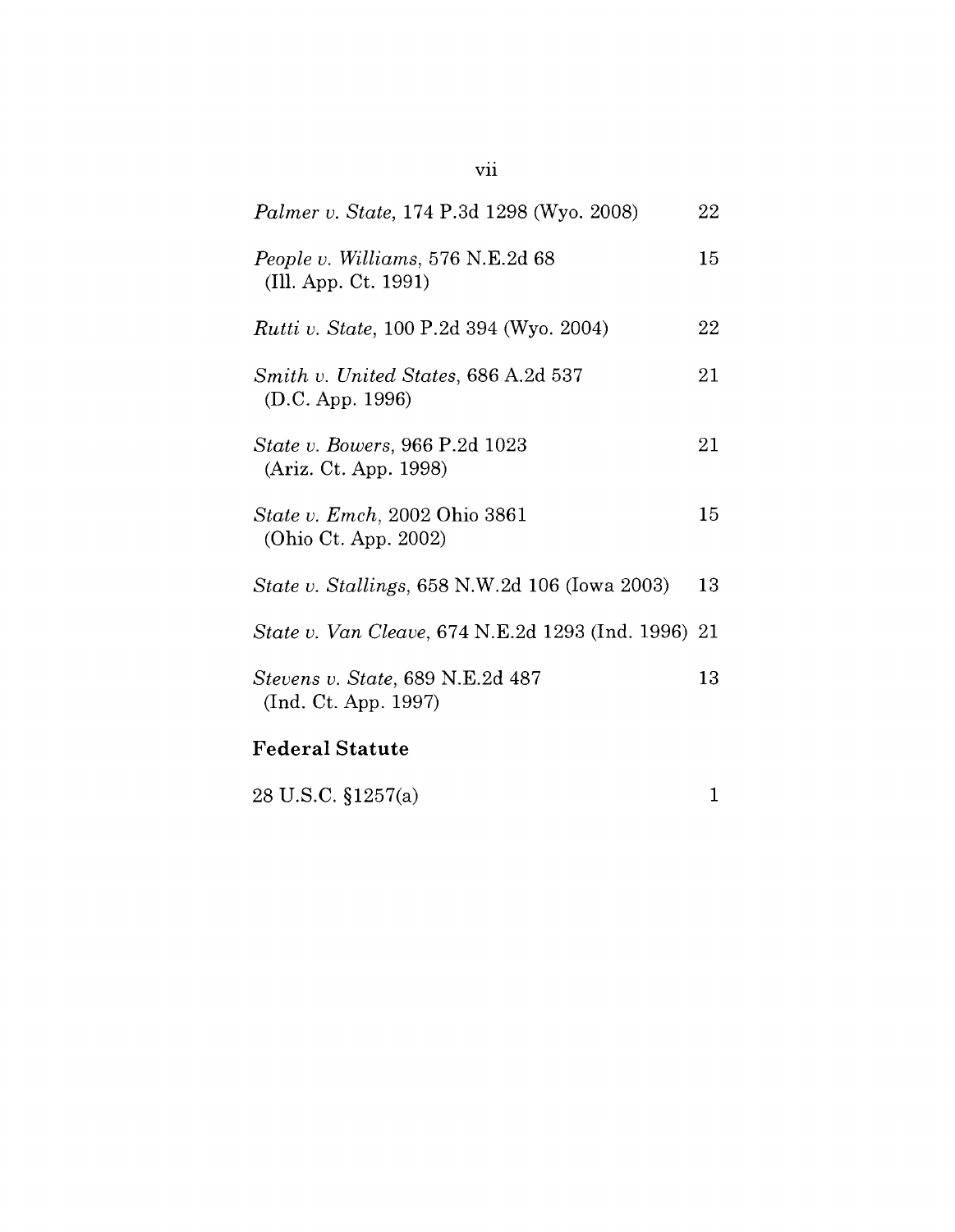| | |
|---|---|
| *Palmer v. State*, 174 P.3d 1298 (Wyo. 2008) | 22 |
| *People v. Williams*, 576 N.E.2d 68 (Ill. App. Ct. 1991) | 15 |
| *Rutti v. State*, 100 P.2d 394 (Wyo. 2004) | 22 |
| *Smith v. United States*, 686 A.2d 537 (D.C. App. 1996) | 21 |
| *State v. Bowers*, 966 P.2d 1023 (Ariz. Ct. App. 1998) | 21 |
| *State v. Emch*, 2002 Ohio 3861 (Ohio Ct. App. 2002) | 15 |
| *State v. Stallings*, 658 N.W.2d 106 (Iowa 2003) | 13 |
| *State v. Van Cleave*, 674 N.E.2d 1293 (Ind. 1996) | 21 |
| *Stevens v. State*, 689 N.E.2d 487 (Ind. Ct. App. 1997) | 13 |

**Federal Statute**

| | |
|---|---|
| 28 U.S.C. §1257(a) | 1 |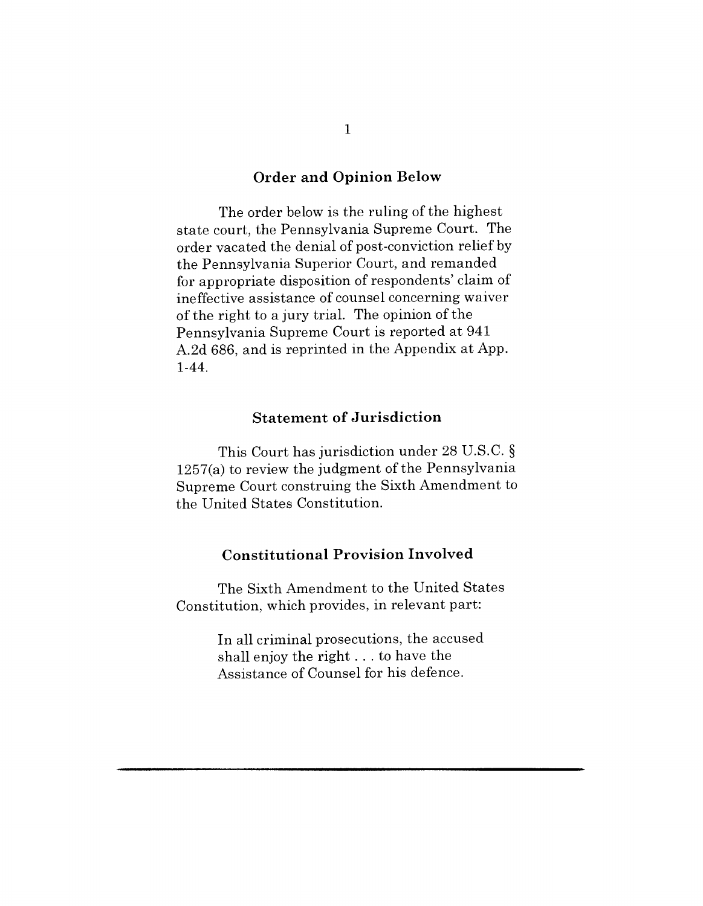## Order and Opinion Below

The order below is the ruling of the highest state court, the Pennsylvania Supreme Court. The order vacated the denial of post-conviction relief by the Pennsylvania Superior Court, and remanded for appropriate disposition of respondents' claim of ineffective assistance of counsel concerning waiver of the right to a jury trial. The opinion of the Pennsylvania Supreme Court is reported at 941 A.2d 686, and is reprinted in the Appendix at App. 1-44.

## Statement of Jurisdiction

This Court has jurisdiction under 28 U.S.C. § 1257(a) to review the judgment of the Pennsylvania Supreme Court construing the Sixth Amendment to the United States Constitution.

## Constitutional Provision Involved

The Sixth Amendment to the United States Constitution, which provides, in relevant part:

> In all criminal prosecutions, the accused shall enjoy the right . . . to have the Assistance of Counsel for his defence.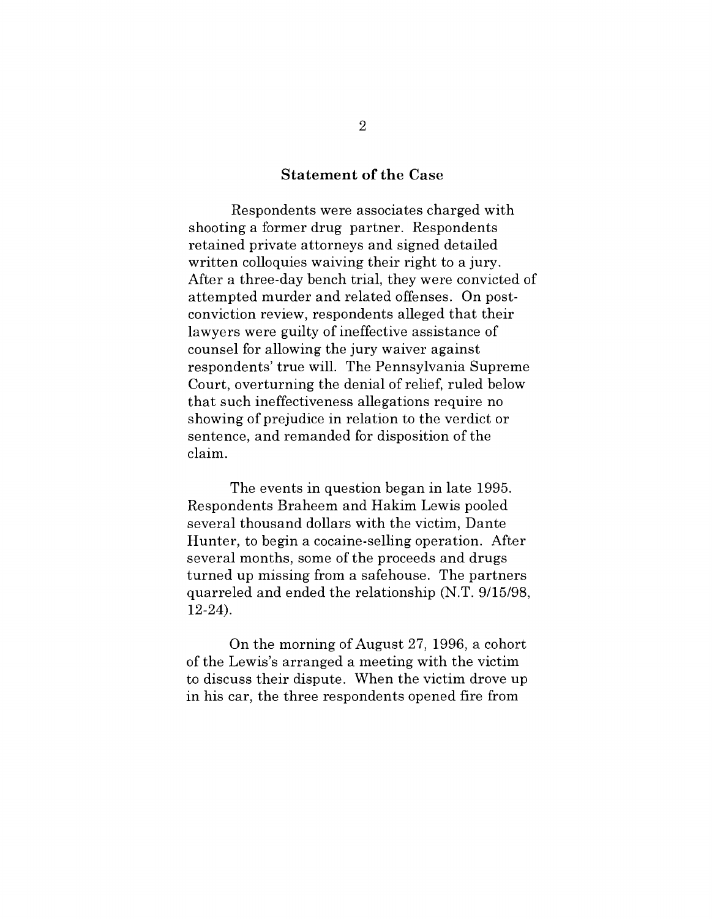## Statement of the Case

Respondents were associates charged with shooting a former drug partner. Respondents retained private attorneys and signed detailed written colloquies waiving their right to a jury. After a three-day bench trial, they were convicted of attempted murder and related offenses. On post-conviction review, respondents alleged that their lawyers were guilty of ineffective assistance of counsel for allowing the jury waiver against respondents' true will. The Pennsylvania Supreme Court, overturning the denial of relief, ruled below that such ineffectiveness allegations require no showing of prejudice in relation to the verdict or sentence, and remanded for disposition of the claim.

The events in question began in late 1995. Respondents Braheem and Hakim Lewis pooled several thousand dollars with the victim, Dante Hunter, to begin a cocaine-selling operation. After several months, some of the proceeds and drugs turned up missing from a safehouse. The partners quarreled and ended the relationship (N.T. 9/15/98, 12-24).

On the morning of August 27, 1996, a cohort of the Lewis's arranged a meeting with the victim to discuss their dispute. When the victim drove up in his car, the three respondents opened fire from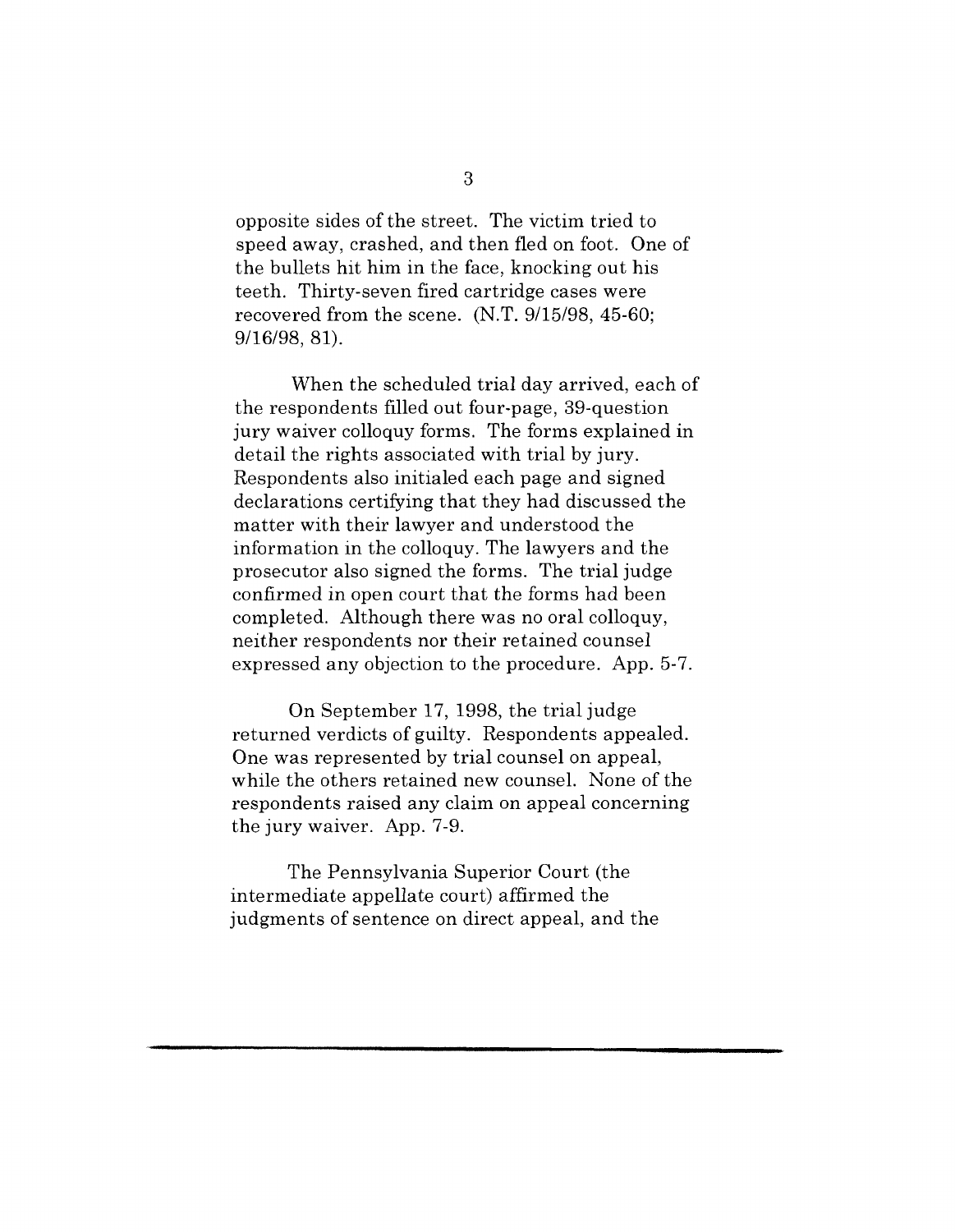opposite sides of the street. The victim tried to speed away, crashed, and then fled on foot. One of the bullets hit him in the face, knocking out his teeth. Thirty-seven fired cartridge cases were recovered from the scene. (N.T. 9/15/98, 45-60; 9/16/98, 81).

When the scheduled trial day arrived, each of the respondents filled out four-page, 39-question jury waiver colloquy forms. The forms explained in detail the rights associated with trial by jury. Respondents also initialed each page and signed declarations certifying that they had discussed the matter with their lawyer and understood the information in the colloquy. The lawyers and the prosecutor also signed the forms. The trial judge confirmed in open court that the forms had been completed. Although there was no oral colloquy, neither respondents nor their retained counsel expressed any objection to the procedure. App. 5-7.

On September 17, 1998, the trial judge returned verdicts of guilty. Respondents appealed. One was represented by trial counsel on appeal, while the others retained new counsel. None of the respondents raised any claim on appeal concerning the jury waiver. App. 7-9.

The Pennsylvania Superior Court (the intermediate appellate court) affirmed the judgments of sentence on direct appeal, and the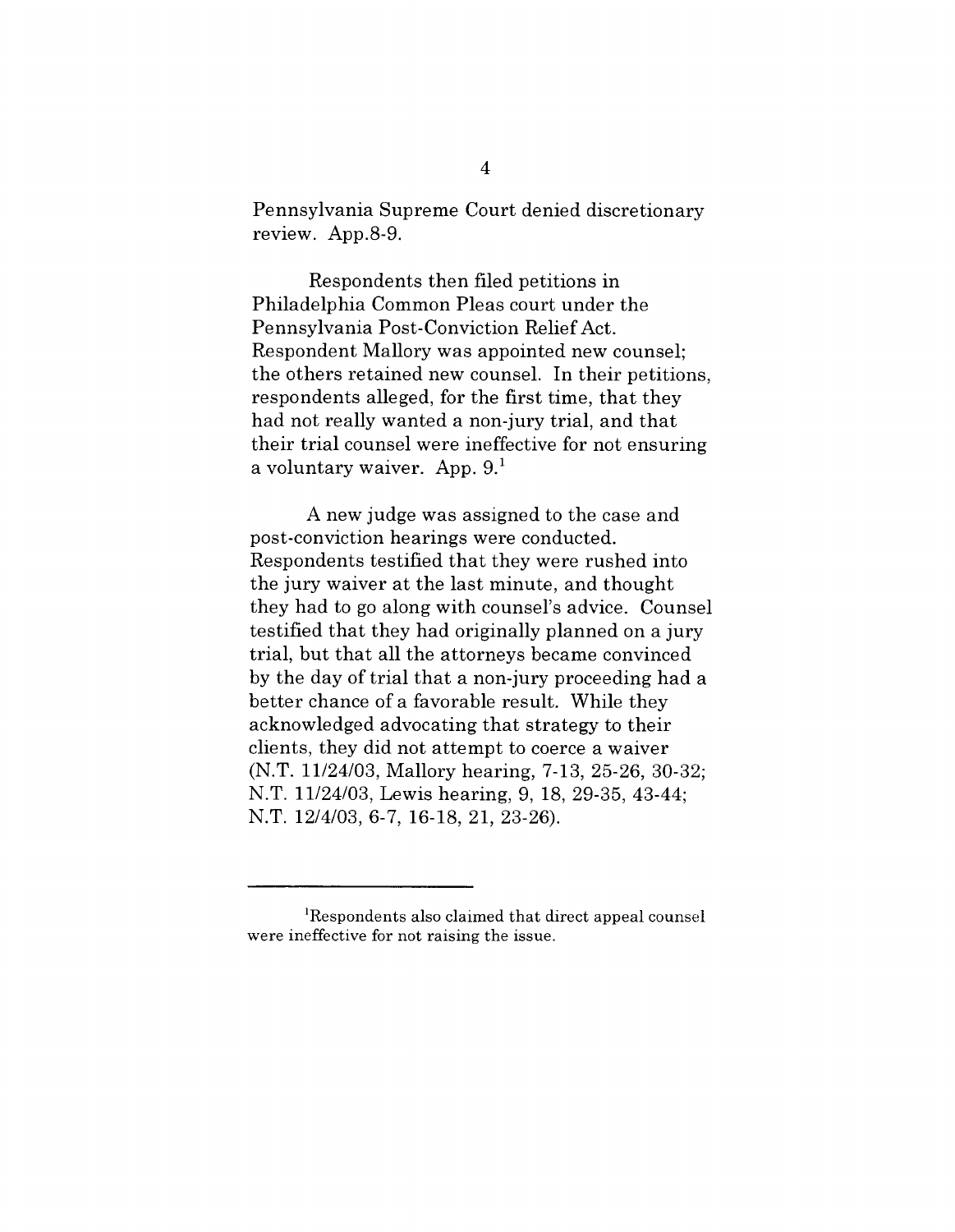Pennsylvania Supreme Court denied discretionary review. App.8-9.

Respondents then filed petitions in Philadelphia Common Pleas court under the Pennsylvania Post-Conviction Relief Act. Respondent Mallory was appointed new counsel; the others retained new counsel. In their petitions, respondents alleged, for the first time, that they had not really wanted a non-jury trial, and that their trial counsel were ineffective for not ensuring a voluntary waiver. App. 9.[1]

A new judge was assigned to the case and post-conviction hearings were conducted. Respondents testified that they were rushed into the jury waiver at the last minute, and thought they had to go along with counsel's advice. Counsel testified that they had originally planned on a jury trial, but that all the attorneys became convinced by the day of trial that a non-jury proceeding had a better chance of a favorable result. While they acknowledged advocating that strategy to their clients, they did not attempt to coerce a waiver (N.T. 11/24/03, Mallory hearing, 7-13, 25-26, 30-32; N.T. 11/24/03, Lewis hearing, 9, 18, 29-35, 43-44; N.T. 12/4/03, 6-7, 16-18, 21, 23-26).

---

[1]Respondents also claimed that direct appeal counsel were ineffective for not raising the issue.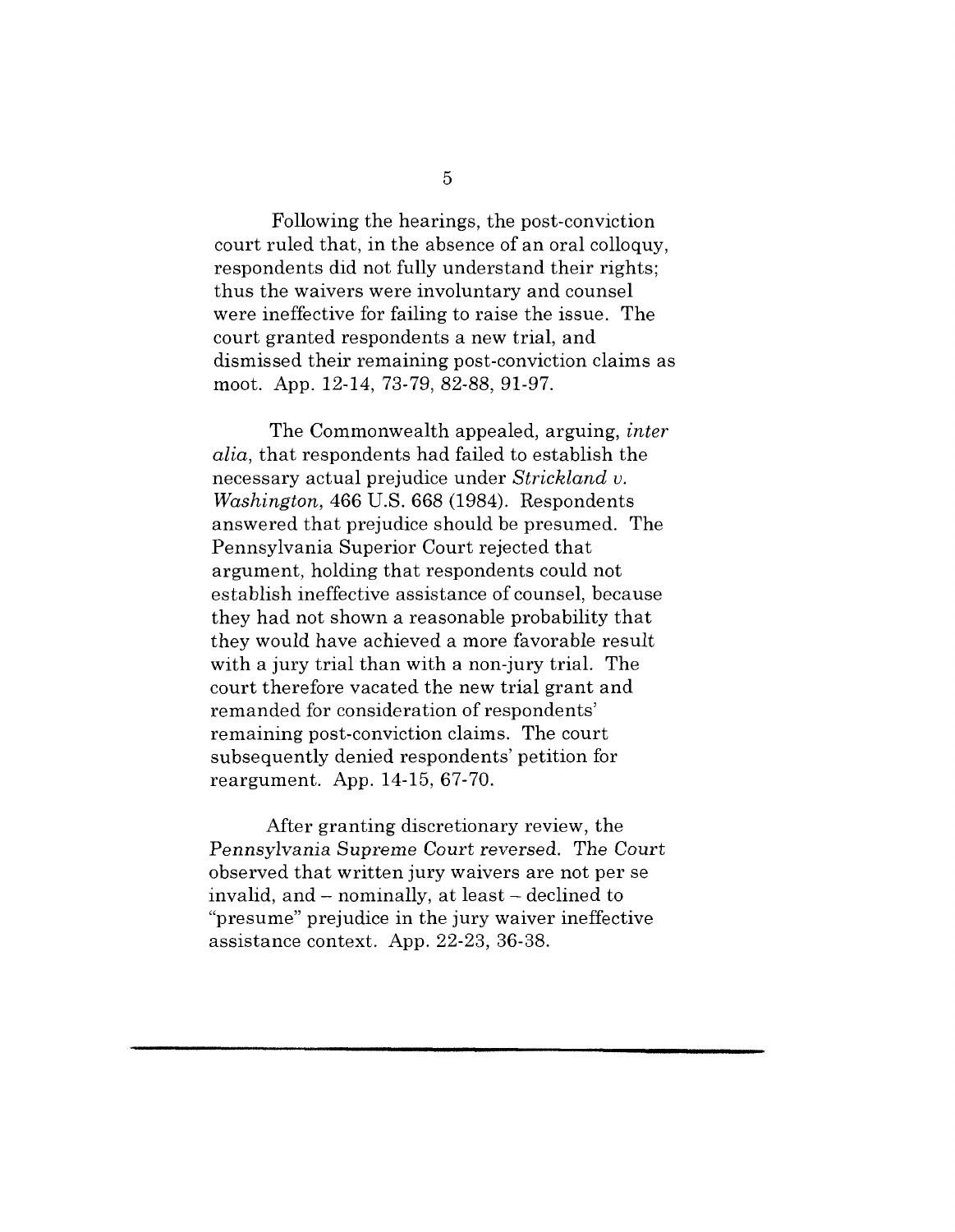Following the hearings, the post-conviction court ruled that, in the absence of an oral colloquy, respondents did not fully understand their rights; thus the waivers were involuntary and counsel were ineffective for failing to raise the issue. The court granted respondents a new trial, and dismissed their remaining post-conviction claims as moot. App. 12-14, 73-79, 82-88, 91-97.

The Commonwealth appealed, arguing, *inter alia*, that respondents had failed to establish the necessary actual prejudice under *Strickland v. Washington*, 466 U.S. 668 (1984). Respondents answered that prejudice should be presumed. The Pennsylvania Superior Court rejected that argument, holding that respondents could not establish ineffective assistance of counsel, because they had not shown a reasonable probability that they would have achieved a more favorable result with a jury trial than with a non-jury trial. The court therefore vacated the new trial grant and remanded for consideration of respondents' remaining post-conviction claims. The court subsequently denied respondents' petition for reargument. App. 14-15, 67-70.

After granting discretionary review, the Pennsylvania Supreme Court reversed. The Court observed that written jury waivers are not per se invalid, and – nominally, at least – declined to "presume" prejudice in the jury waiver ineffective assistance context. App. 22-23, 36-38.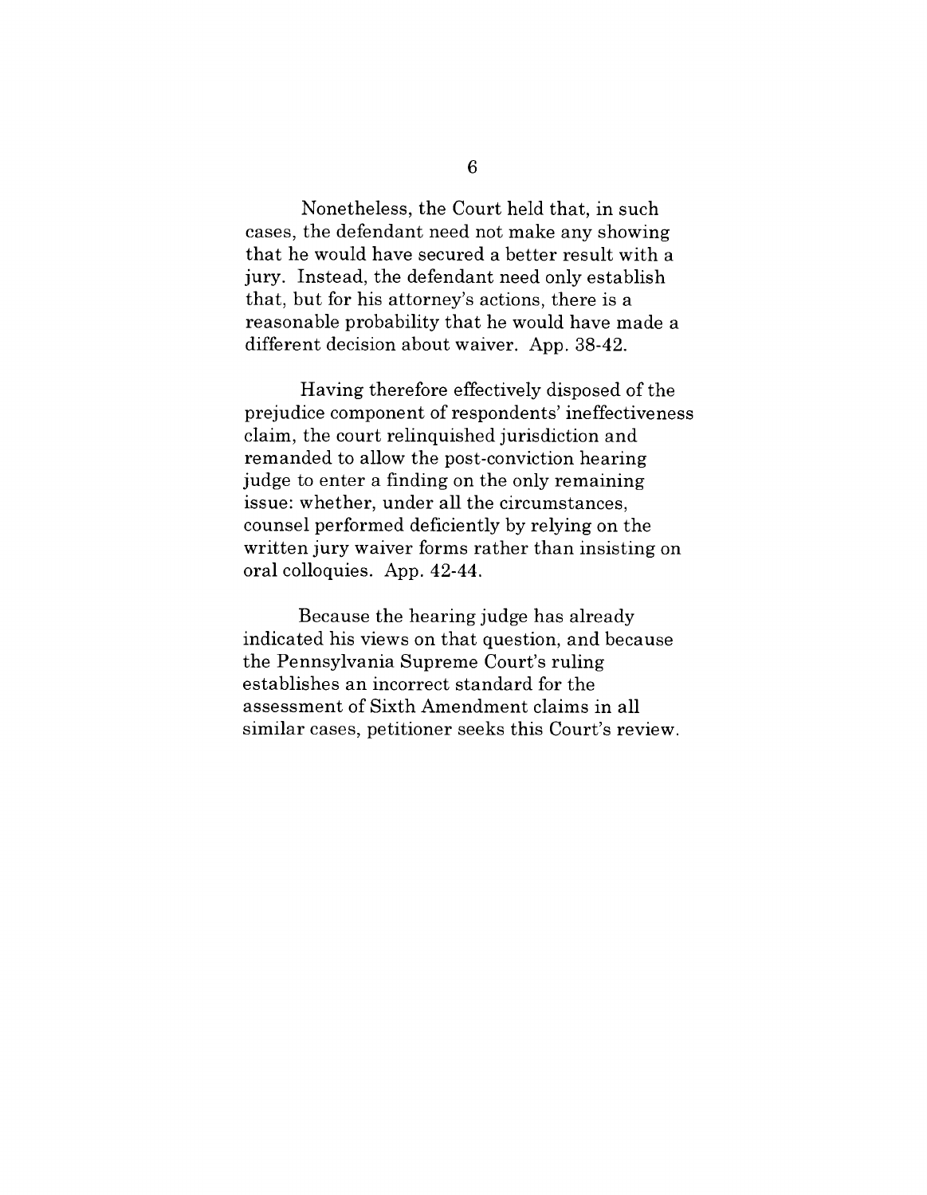Nonetheless, the Court held that, in such cases, the defendant need not make any showing that he would have secured a better result with a jury. Instead, the defendant need only establish that, but for his attorney's actions, there is a reasonable probability that he would have made a different decision about waiver. App. 38-42.

Having therefore effectively disposed of the prejudice component of respondents' ineffectiveness claim, the court relinquished jurisdiction and remanded to allow the post-conviction hearing judge to enter a finding on the only remaining issue: whether, under all the circumstances, counsel performed deficiently by relying on the written jury waiver forms rather than insisting on oral colloquies. App. 42-44.

Because the hearing judge has already indicated his views on that question, and because the Pennsylvania Supreme Court's ruling establishes an incorrect standard for the assessment of Sixth Amendment claims in all similar cases, petitioner seeks this Court's review.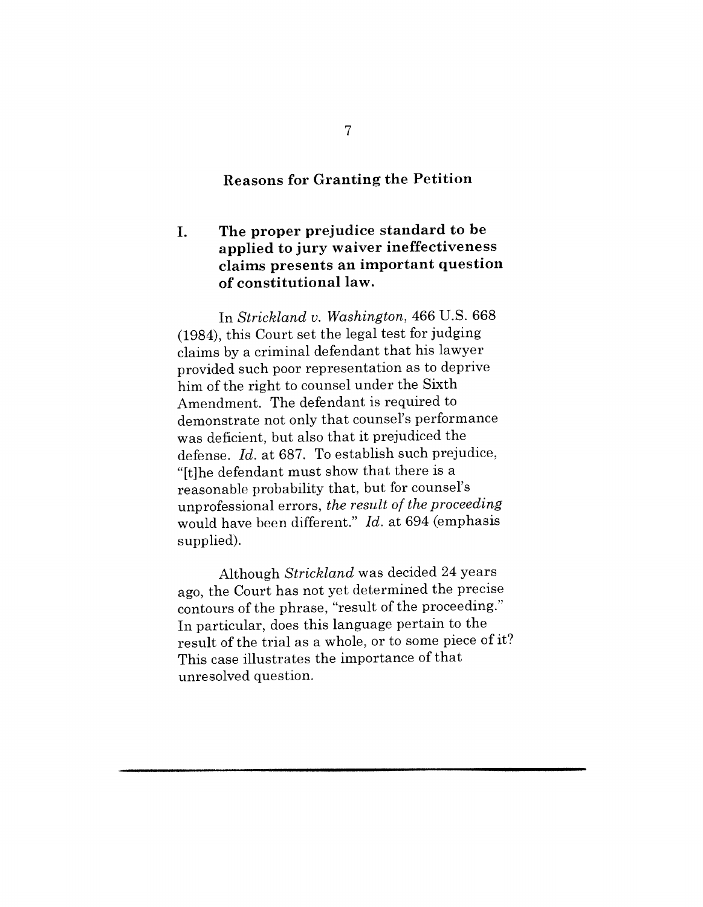## Reasons for Granting the Petition

### I. The proper prejudice standard to be applied to jury waiver ineffectiveness claims presents an important question of constitutional law.

In *Strickland v. Washington*, 466 U.S. 668 (1984), this Court set the legal test for judging claims by a criminal defendant that his lawyer provided such poor representation as to deprive him of the right to counsel under the Sixth Amendment. The defendant is required to demonstrate not only that counsel's performance was deficient, but also that it prejudiced the defense. *Id.* at 687. To establish such prejudice, "[t]he defendant must show that there is a reasonable probability that, but for counsel's unprofessional errors, *the result of the proceeding* would have been different." *Id.* at 694 (emphasis supplied).

Although *Strickland* was decided 24 years ago, the Court has not yet determined the precise contours of the phrase, "result of the proceeding." In particular, does this language pertain to the result of the trial as a whole, or to some piece of it? This case illustrates the importance of that unresolved question.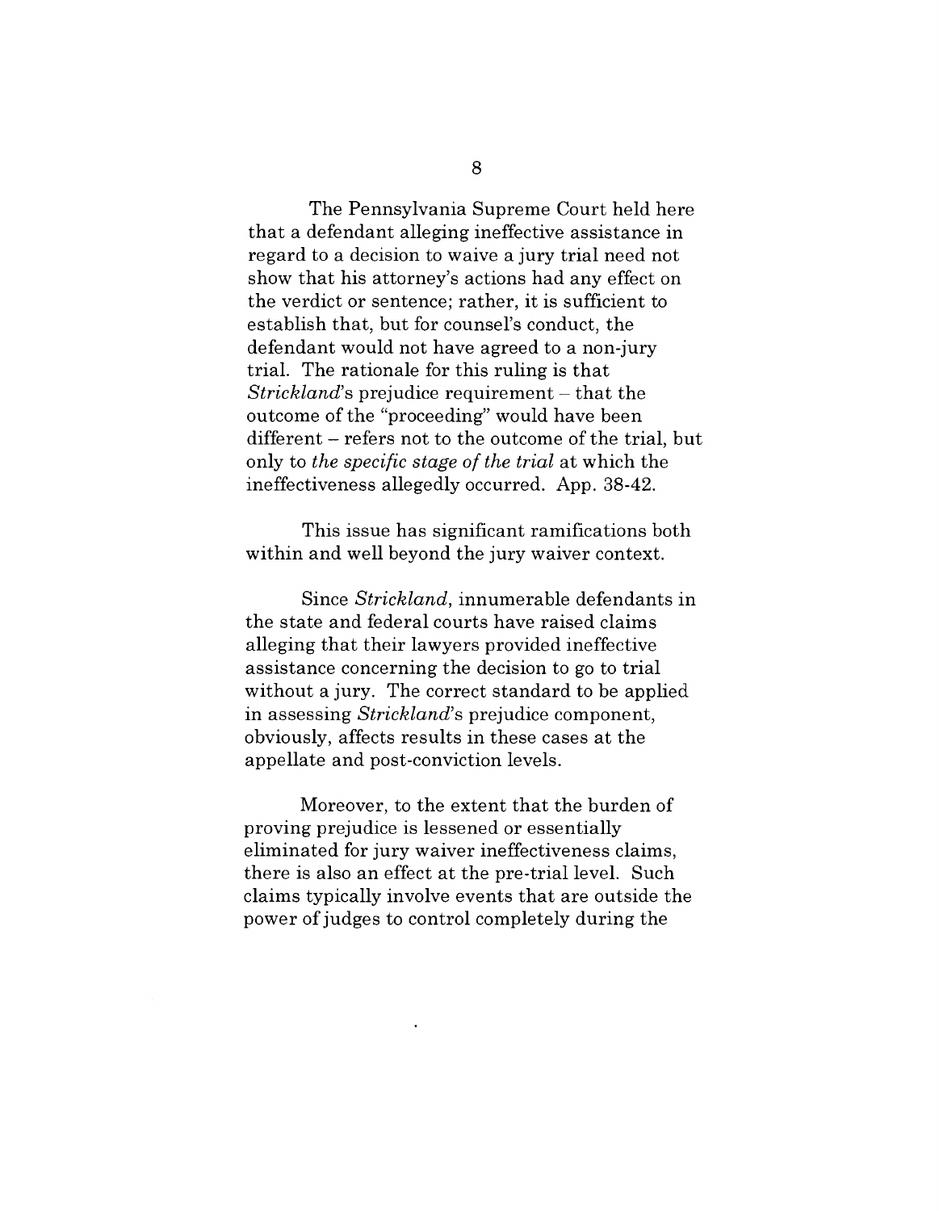The Pennsylvania Supreme Court held here that a defendant alleging ineffective assistance in regard to a decision to waive a jury trial need not show that his attorney's actions had any effect on the verdict or sentence; rather, it is sufficient to establish that, but for counsel's conduct, the defendant would not have agreed to a non-jury trial. The rationale for this ruling is that *Strickland*'s prejudice requirement – that the outcome of the "proceeding" would have been different – refers not to the outcome of the trial, but only to *the specific stage of the trial* at which the ineffectiveness allegedly occurred. App. 38-42.

This issue has significant ramifications both within and well beyond the jury waiver context.

Since *Strickland*, innumerable defendants in the state and federal courts have raised claims alleging that their lawyers provided ineffective assistance concerning the decision to go to trial without a jury. The correct standard to be applied in assessing *Strickland*'s prejudice component, obviously, affects results in these cases at the appellate and post-conviction levels.

Moreover, to the extent that the burden of proving prejudice is lessened or essentially eliminated for jury waiver ineffectiveness claims, there is also an effect at the pre-trial level. Such claims typically involve events that are outside the power of judges to control completely during the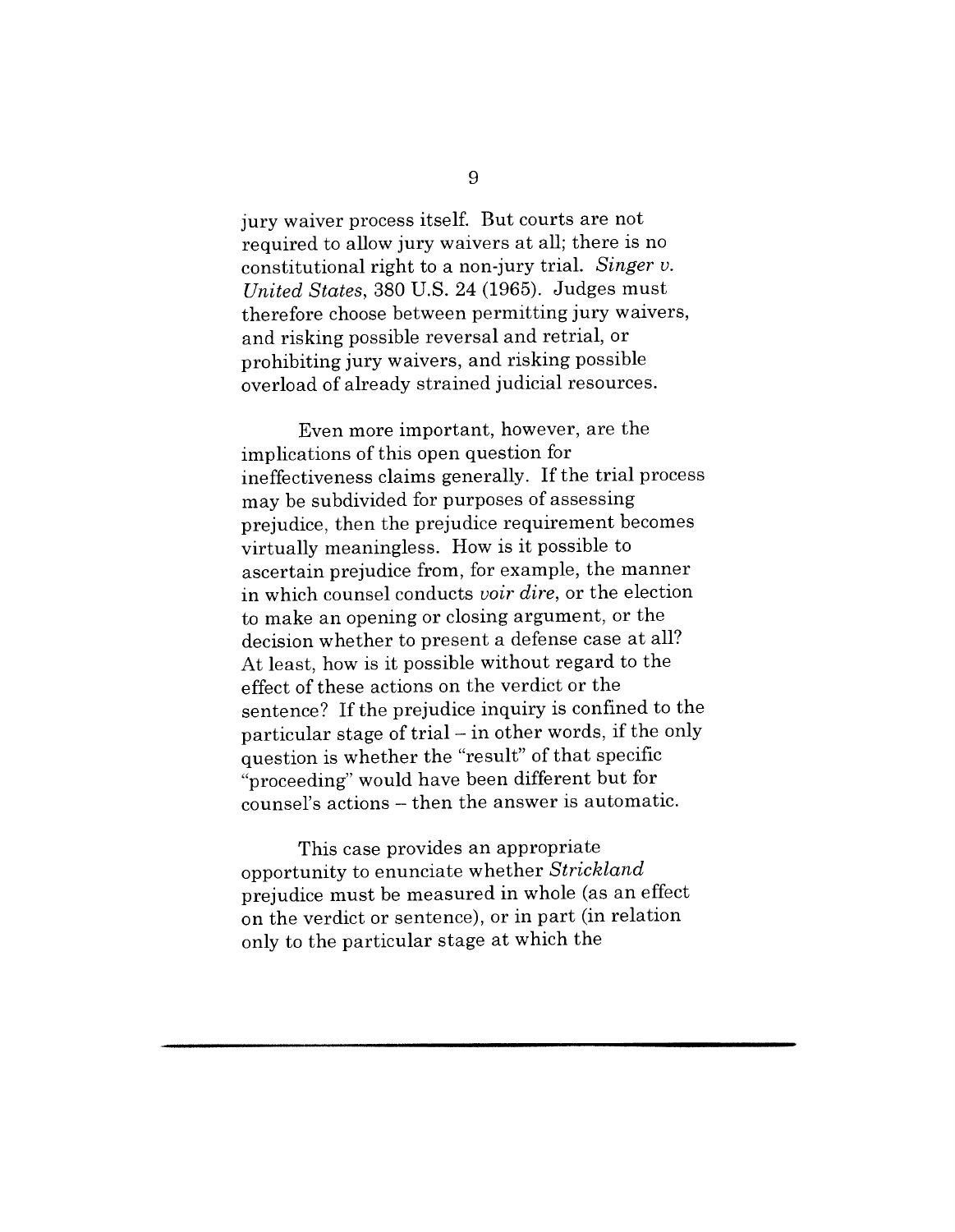jury waiver process itself. But courts are not required to allow jury waivers at all; there is no constitutional right to a non-jury trial. *Singer v. United States*, 380 U.S. 24 (1965). Judges must therefore choose between permitting jury waivers, and risking possible reversal and retrial, or prohibiting jury waivers, and risking possible overload of already strained judicial resources.

Even more important, however, are the implications of this open question for ineffectiveness claims generally. If the trial process may be subdivided for purposes of assessing prejudice, then the prejudice requirement becomes virtually meaningless. How is it possible to ascertain prejudice from, for example, the manner in which counsel conducts *voir dire*, or the election to make an opening or closing argument, or the decision whether to present a defense case at all? At least, how is it possible without regard to the effect of these actions on the verdict or the sentence? If the prejudice inquiry is confined to the particular stage of trial – in other words, if the only question is whether the "result" of that specific "proceeding" would have been different but for counsel's actions – then the answer is automatic.

This case provides an appropriate opportunity to enunciate whether *Strickland* prejudice must be measured in whole (as an effect on the verdict or sentence), or in part (in relation only to the particular stage at which the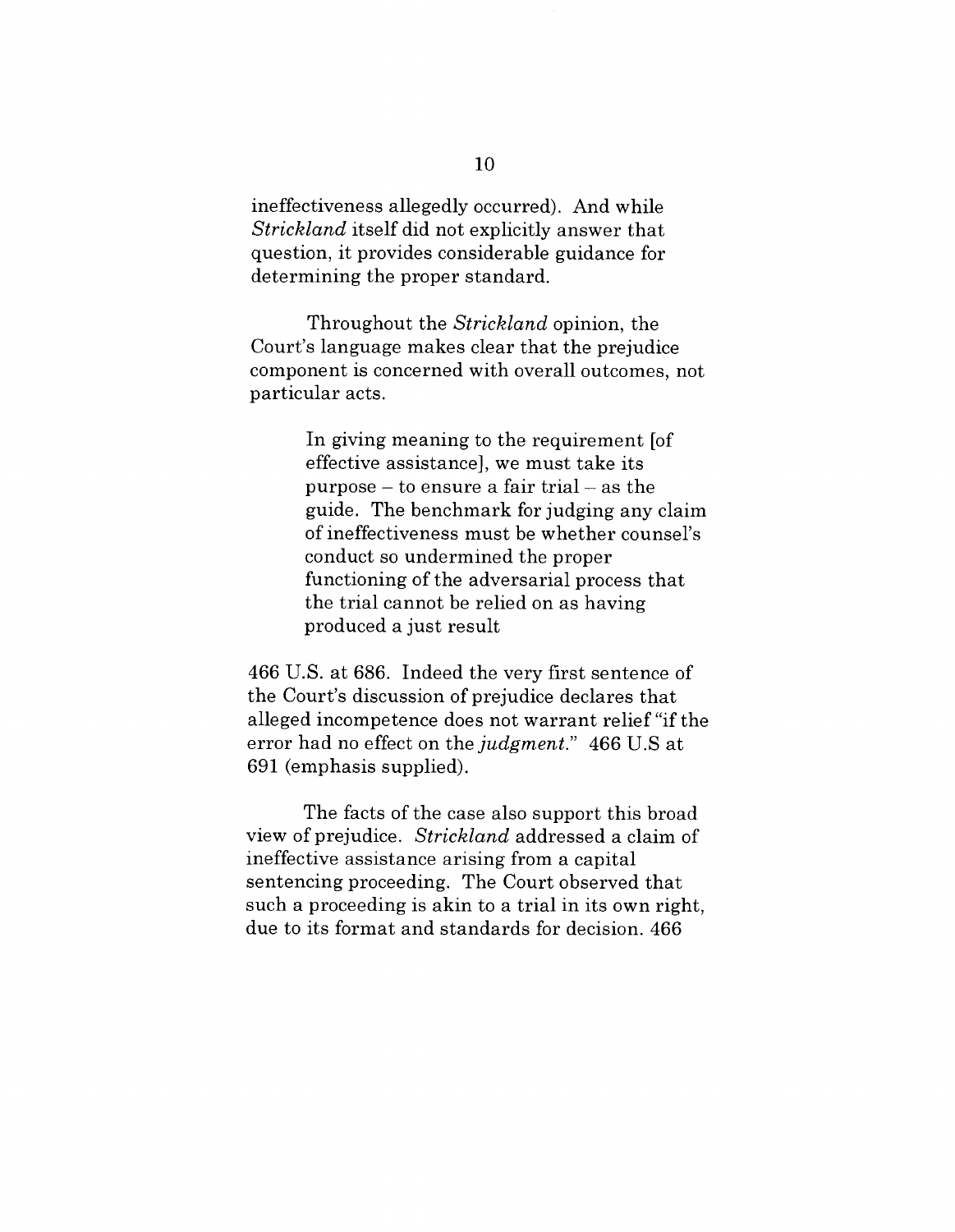ineffectiveness allegedly occurred). And while *Strickland* itself did not explicitly answer that question, it provides considerable guidance for determining the proper standard.

Throughout the *Strickland* opinion, the Court's language makes clear that the prejudice component is concerned with overall outcomes, not particular acts.

> In giving meaning to the requirement [of effective assistance], we must take its purpose – to ensure a fair trial – as the guide. The benchmark for judging any claim of ineffectiveness must be whether counsel's conduct so undermined the proper functioning of the adversarial process that the trial cannot be relied on as having produced a just result

466 U.S. at 686. Indeed the very first sentence of the Court's discussion of prejudice declares that alleged incompetence does not warrant relief "if the error had no effect on the *judgment*." 466 U.S at 691 (emphasis supplied).

The facts of the case also support this broad view of prejudice. *Strickland* addressed a claim of ineffective assistance arising from a capital sentencing proceeding. The Court observed that such a proceeding is akin to a trial in its own right, due to its format and standards for decision. 466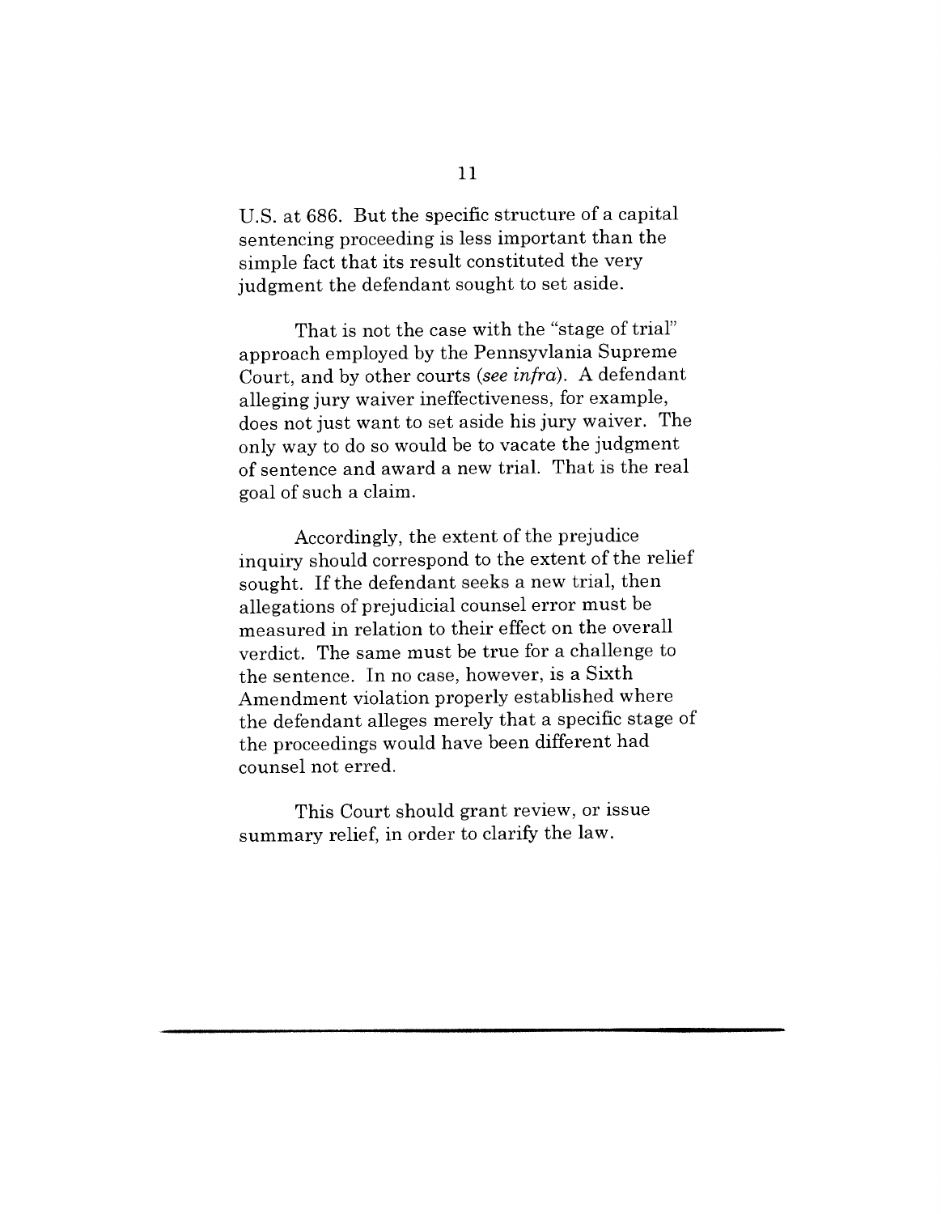U.S. at 686. But the specific structure of a capital sentencing proceeding is less important than the simple fact that its result constituted the very judgment the defendant sought to set aside.

That is not the case with the "stage of trial" approach employed by the Pennsyvlania Supreme Court, and by other courts (*see infra*). A defendant alleging jury waiver ineffectiveness, for example, does not just want to set aside his jury waiver. The only way to do so would be to vacate the judgment of sentence and award a new trial. That is the real goal of such a claim.

Accordingly, the extent of the prejudice inquiry should correspond to the extent of the relief sought. If the defendant seeks a new trial, then allegations of prejudicial counsel error must be measured in relation to their effect on the overall verdict. The same must be true for a challenge to the sentence. In no case, however, is a Sixth Amendment violation properly established where the defendant alleges merely that a specific stage of the proceedings would have been different had counsel not erred.

This Court should grant review, or issue summary relief, in order to clarify the law.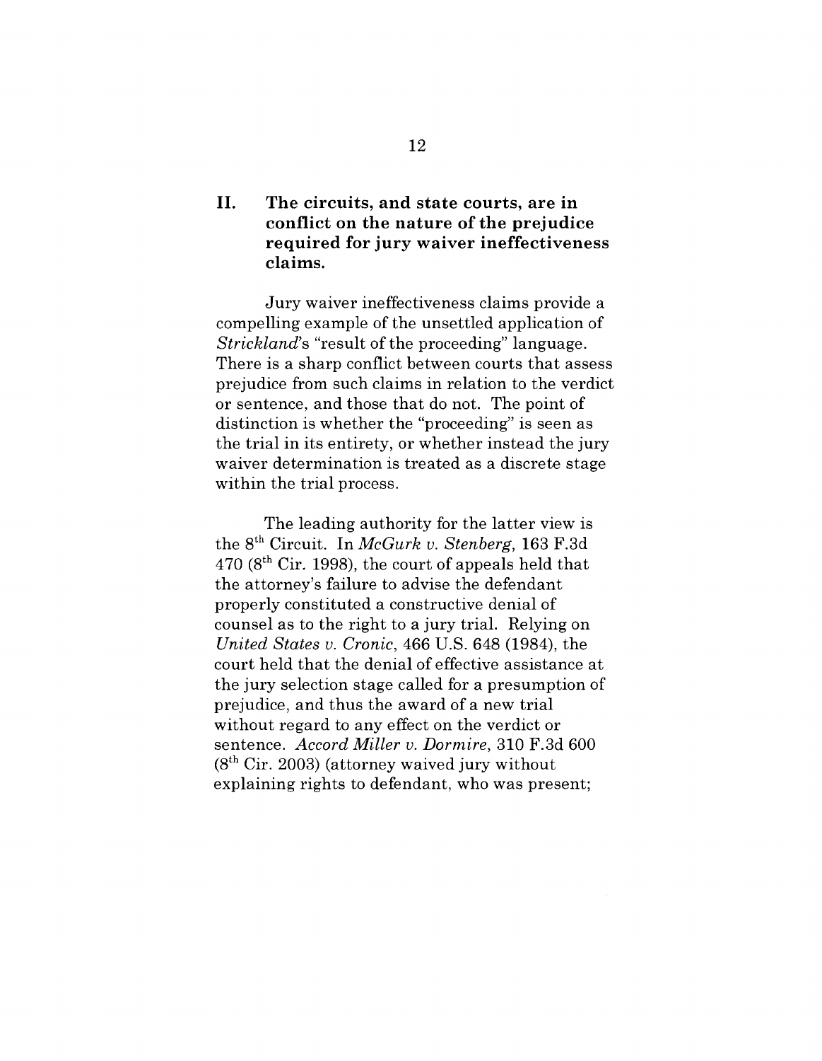## II. The circuits, and state courts, are in conflict on the nature of the prejudice required for jury waiver ineffectiveness claims.

Jury waiver ineffectiveness claims provide a compelling example of the unsettled application of *Strickland*'s "result of the proceeding" language. There is a sharp conflict between courts that assess prejudice from such claims in relation to the verdict or sentence, and those that do not. The point of distinction is whether the "proceeding" is seen as the trial in its entirety, or whether instead the jury waiver determination is treated as a discrete stage within the trial process.

The leading authority for the latter view is the 8th Circuit. In *McGurk v. Stenberg*, 163 F.3d 470 (8th Cir. 1998), the court of appeals held that the attorney's failure to advise the defendant properly constituted a constructive denial of counsel as to the right to a jury trial. Relying on *United States v. Cronic*, 466 U.S. 648 (1984), the court held that the denial of effective assistance at the jury selection stage called for a presumption of prejudice, and thus the award of a new trial without regard to any effect on the verdict or sentence. *Accord Miller v. Dormire*, 310 F.3d 600 (8th Cir. 2003) (attorney waived jury without explaining rights to defendant, who was present;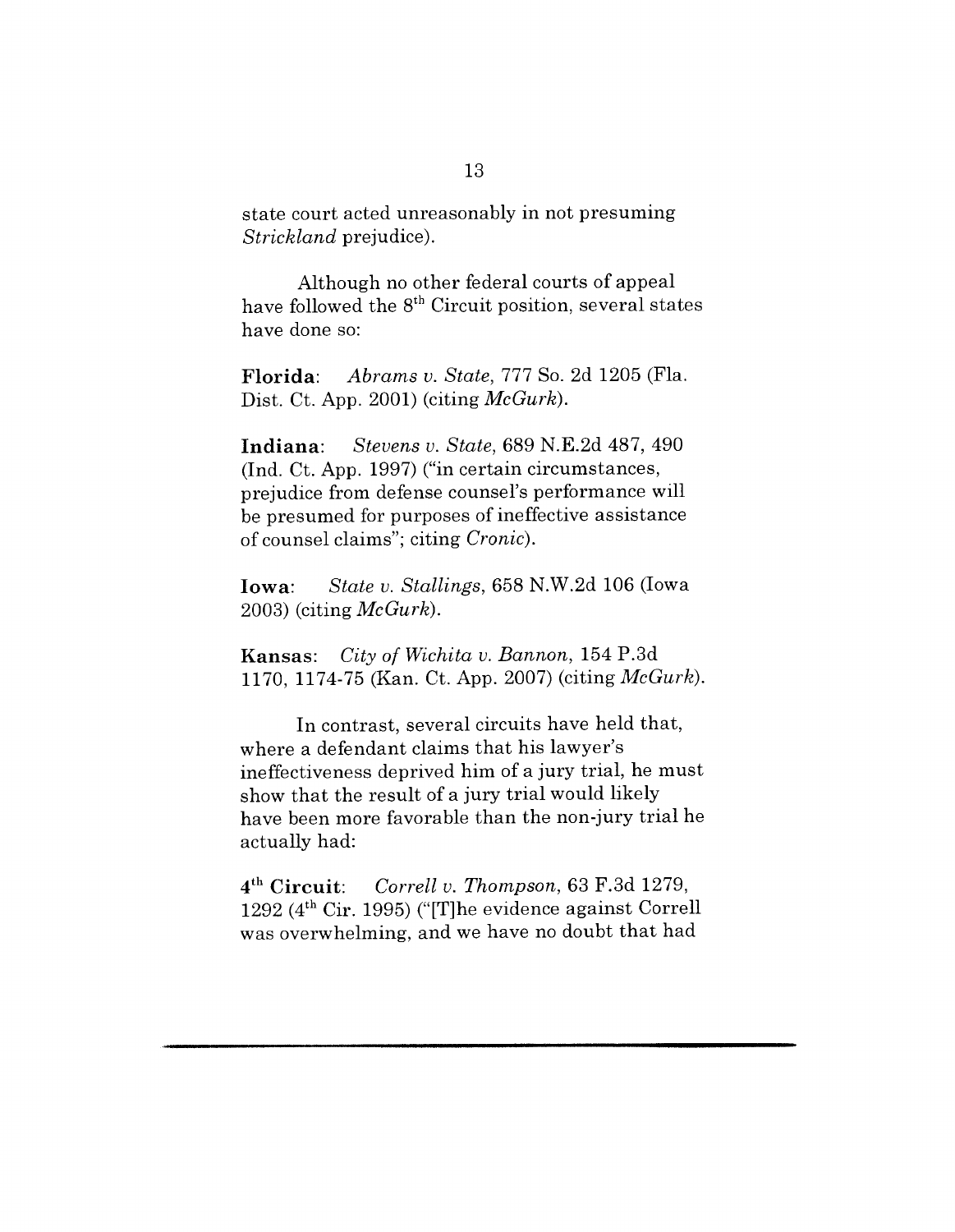state court acted unreasonably in not presuming *Strickland* prejudice).

Although no other federal courts of appeal have followed the 8th Circuit position, several states have done so:

**Florida**: *Abrams v. State*, 777 So. 2d 1205 (Fla. Dist. Ct. App. 2001) (citing *McGurk*).

**Indiana**: *Stevens v. State*, 689 N.E.2d 487, 490 (Ind. Ct. App. 1997) ("in certain circumstances, prejudice from defense counsel's performance will be presumed for purposes of ineffective assistance of counsel claims"; citing *Cronic*).

**Iowa**: *State v. Stallings*, 658 N.W.2d 106 (Iowa 2003) (citing *McGurk*).

**Kansas**: *City of Wichita v. Bannon*, 154 P.3d 1170, 1174-75 (Kan. Ct. App. 2007) (citing *McGurk*).

In contrast, several circuits have held that, where a defendant claims that his lawyer's ineffectiveness deprived him of a jury trial, he must show that the result of a jury trial would likely have been more favorable than the non-jury trial he actually had:

**4th Circuit**: *Correll v. Thompson*, 63 F.3d 1279, 1292 (4th Cir. 1995) ("[T]he evidence against Correll was overwhelming, and we have no doubt that had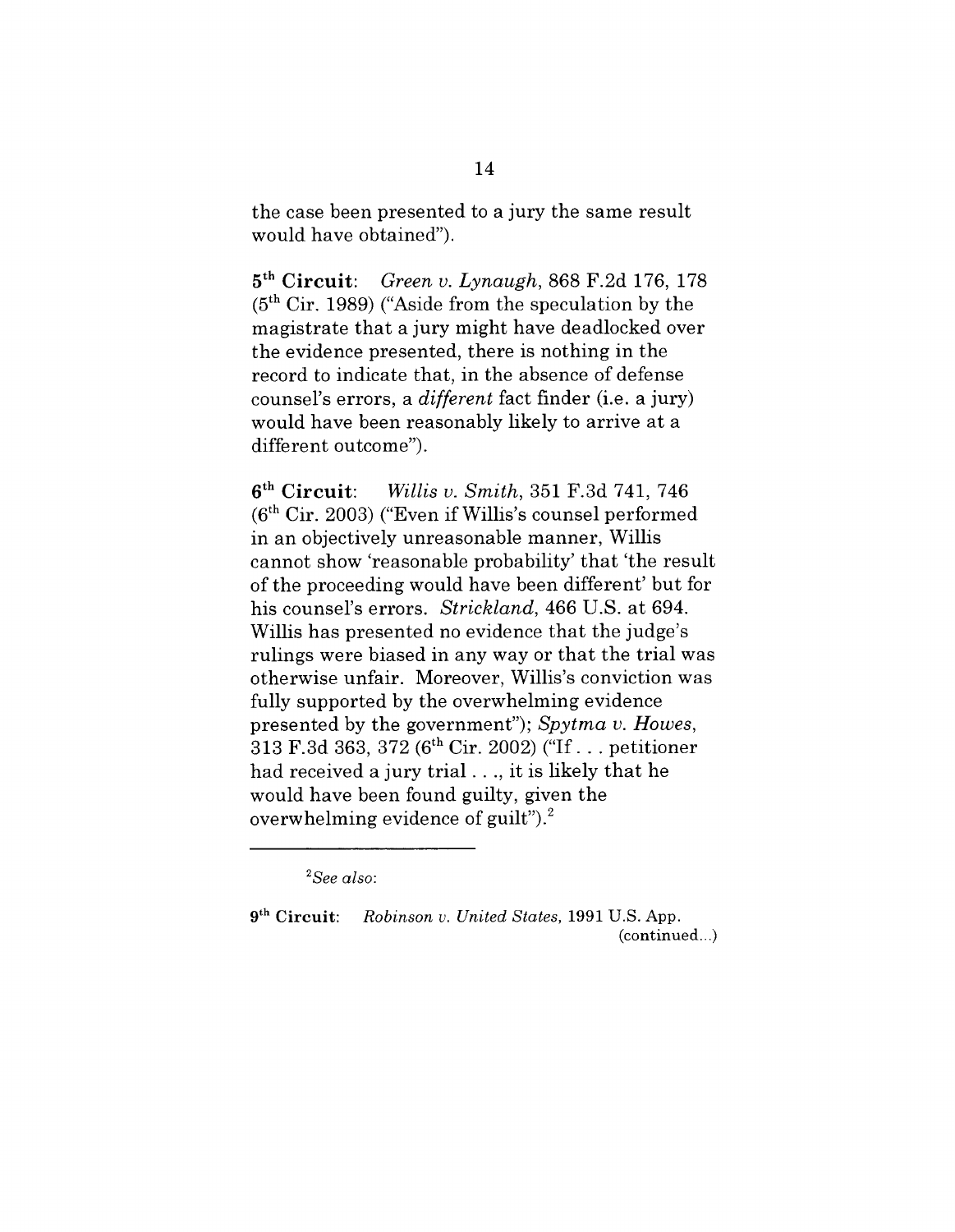the case been presented to a jury the same result would have obtained").

**5th Circuit**: *Green v. Lynaugh*, 868 F.2d 176, 178 (5th Cir. 1989) ("Aside from the speculation by the magistrate that a jury might have deadlocked over the evidence presented, there is nothing in the record to indicate that, in the absence of defense counsel's errors, a *different* fact finder (i.e. a jury) would have been reasonably likely to arrive at a different outcome").

**6th Circuit**: *Willis v. Smith*, 351 F.3d 741, 746 (6th Cir. 2003) ("Even if Willis's counsel performed in an objectively unreasonable manner, Willis cannot show 'reasonable probability' that 'the result of the proceeding would have been different' but for his counsel's errors. *Strickland*, 466 U.S. at 694. Willis has presented no evidence that the judge's rulings were biased in any way or that the trial was otherwise unfair. Moreover, Willis's conviction was fully supported by the overwhelming evidence presented by the government"); *Spytma v. Howes*, 313 F.3d 363, 372 (6th Cir. 2002) ("If . . . petitioner had received a jury trial . . ., it is likely that he would have been found guilty, given the overwhelming evidence of guilt").[2]

---

[2] *See also*:

**9th Circuit**: *Robinson v. United States*, 1991 U.S. App. (continued...)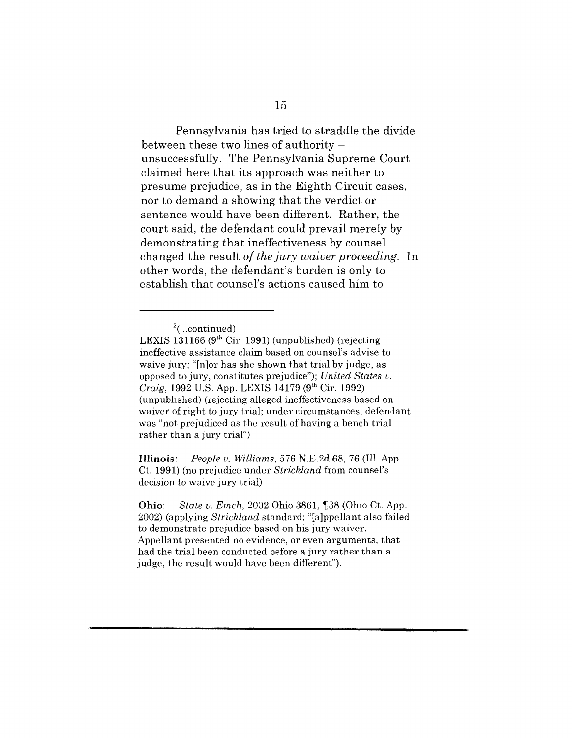Pennsylvania has tried to straddle the divide between these two lines of authority – unsuccessfully. The Pennsylvania Supreme Court claimed here that its approach was neither to presume prejudice, as in the Eighth Circuit cases, nor to demand a showing that the verdict or sentence would have been different. Rather, the court said, the defendant could prevail merely by demonstrating that ineffectiveness by counsel changed the result *of the jury waiver proceeding*. In other words, the defendant's burden is only to establish that counsel's actions caused him to

---

[2](...continued)
LEXIS 131166 (9th Cir. 1991) (unpublished) (rejecting ineffective assistance claim based on counsel's advise to waive jury; "[n]or has she shown that trial by judge, as opposed to jury, constitutes prejudice"); *United States v. Craig*, 1992 U.S. App. LEXIS 14179 (9th Cir. 1992) (unpublished) (rejecting alleged ineffectiveness based on waiver of right to jury trial; under circumstances, defendant was "not prejudiced as the result of having a bench trial rather than a jury trial")

**Illinois**: *People v. Williams*, 576 N.E.2d 68, 76 (Ill. App. Ct. 1991) (no prejudice under *Strickland* from counsel's decision to waive jury trial)

**Ohio**: *State v. Emch*, 2002 Ohio 3861, ¶38 (Ohio Ct. App. 2002) (applying *Strickland* standard; "[a]ppellant also failed to demonstrate prejudice based on his jury waiver. Appellant presented no evidence, or even arguments, that had the trial been conducted before a jury rather than a judge, the result would have been different").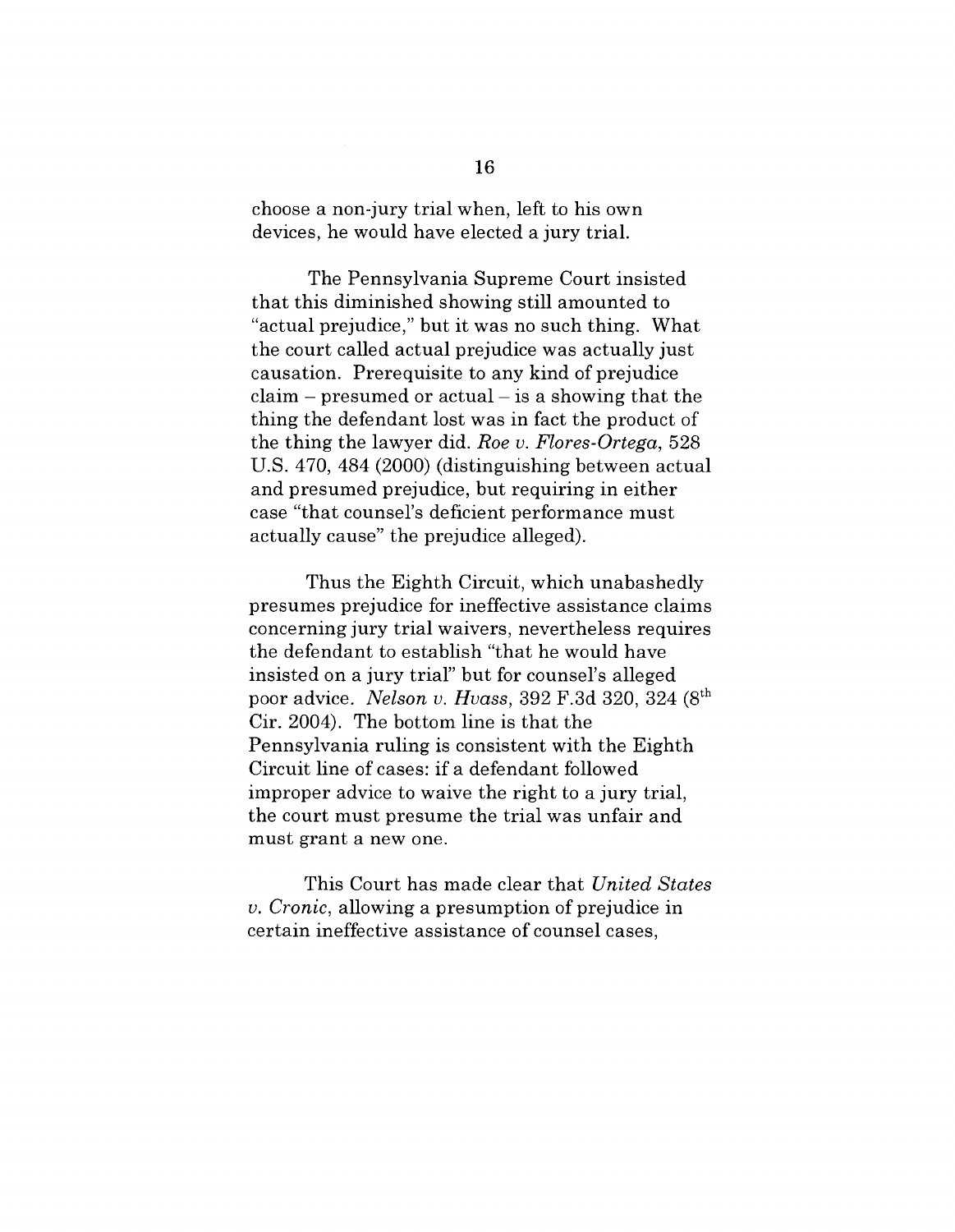choose a non-jury trial when, left to his own devices, he would have elected a jury trial.

The Pennsylvania Supreme Court insisted that this diminished showing still amounted to "actual prejudice," but it was no such thing. What the court called actual prejudice was actually just causation. Prerequisite to any kind of prejudice claim – presumed or actual – is a showing that the thing the defendant lost was in fact the product of the thing the lawyer did. *Roe v. Flores-Ortega*, 528 U.S. 470, 484 (2000) (distinguishing between actual and presumed prejudice, but requiring in either case "that counsel's deficient performance must actually cause" the prejudice alleged).

Thus the Eighth Circuit, which unabashedly presumes prejudice for ineffective assistance claims concerning jury trial waivers, nevertheless requires the defendant to establish "that he would have insisted on a jury trial" but for counsel's alleged poor advice. *Nelson v. Hvass*, 392 F.3d 320, 324 (8th Cir. 2004). The bottom line is that the Pennsylvania ruling is consistent with the Eighth Circuit line of cases: if a defendant followed improper advice to waive the right to a jury trial, the court must presume the trial was unfair and must grant a new one.

This Court has made clear that *United States v. Cronic*, allowing a presumption of prejudice in certain ineffective assistance of counsel cases,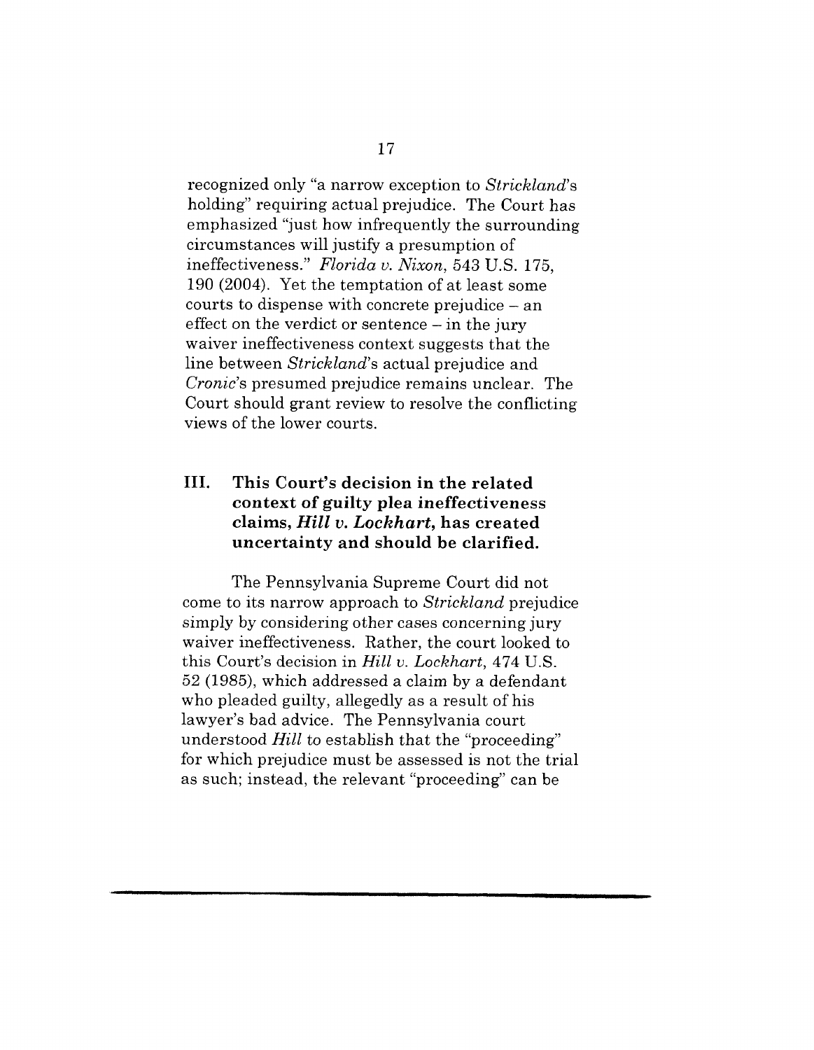recognized only "a narrow exception to *Strickland*'s holding" requiring actual prejudice. The Court has emphasized "just how infrequently the surrounding circumstances will justify a presumption of ineffectiveness." *Florida v. Nixon*, 543 U.S. 175, 190 (2004). Yet the temptation of at least some courts to dispense with concrete prejudice – an effect on the verdict or sentence – in the jury waiver ineffectiveness context suggests that the line between *Strickland*'s actual prejudice and *Cronic*'s presumed prejudice remains unclear. The Court should grant review to resolve the conflicting views of the lower courts.

## III. This Court's decision in the related context of guilty plea ineffectiveness claims, *Hill v. Lockhart*, has created uncertainty and should be clarified.

The Pennsylvania Supreme Court did not come to its narrow approach to *Strickland* prejudice simply by considering other cases concerning jury waiver ineffectiveness. Rather, the court looked to this Court's decision in *Hill v. Lockhart*, 474 U.S. 52 (1985), which addressed a claim by a defendant who pleaded guilty, allegedly as a result of his lawyer's bad advice. The Pennsylvania court understood *Hill* to establish that the "proceeding" for which prejudice must be assessed is not the trial as such; instead, the relevant "proceeding" can be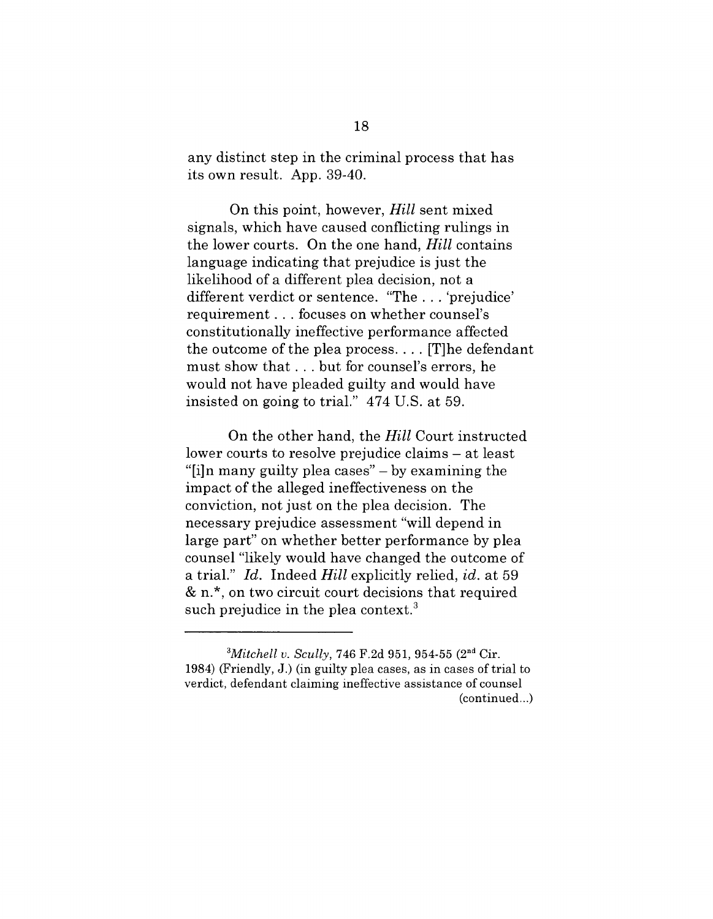any distinct step in the criminal process that has its own result. App. 39-40.

On this point, however, *Hill* sent mixed signals, which have caused conflicting rulings in the lower courts. On the one hand, *Hill* contains language indicating that prejudice is just the likelihood of a different plea decision, not a different verdict or sentence. "The . . . 'prejudice' requirement . . . focuses on whether counsel's constitutionally ineffective performance affected the outcome of the plea process. . . . [T]he defendant must show that . . . but for counsel's errors, he would not have pleaded guilty and would have insisted on going to trial." 474 U.S. at 59.

On the other hand, the *Hill* Court instructed lower courts to resolve prejudice claims – at least "[i]n many guilty plea cases" – by examining the impact of the alleged ineffectiveness on the conviction, not just on the plea decision. The necessary prejudice assessment "will depend in large part" on whether better performance by plea counsel "likely would have changed the outcome of a trial." *Id.* Indeed *Hill* explicitly relied, *id.* at 59 & n.*, on two circuit court decisions that required such prejudice in the plea context.[3]

---

[3]*Mitchell v. Scully*, 746 F.2d 951, 954-55 (2nd Cir. 1984) (Friendly, J.) (in guilty plea cases, as in cases of trial to verdict, defendant claiming ineffective assistance of counsel (continued...)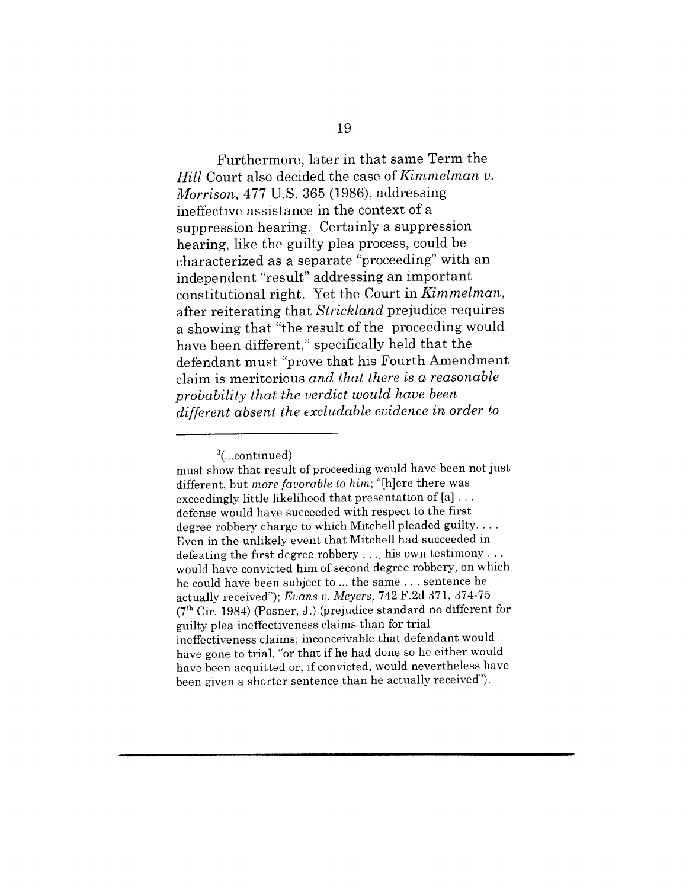Furthermore, later in that same Term the *Hill* Court also decided the case of *Kimmelman v. Morrison*, 477 U.S. 365 (1986), addressing ineffective assistance in the context of a suppression hearing. Certainly a suppression hearing, like the guilty plea process, could be characterized as a separate "proceeding" with an independent "result" addressing an important constitutional right. Yet the Court in *Kimmelman*, after reiterating that *Strickland* prejudice requires a showing that "the result of the proceeding would have been different," specifically held that the defendant must "prove that his Fourth Amendment claim is meritorious *and that there is a reasonable probability that the verdict would have been different absent the excludable evidence in order to*

---

[3](...continued)
must show that result of proceeding would have been not just different, but *more favorable to him*; "[h]ere there was exceedingly little likelihood that presentation of [a] . . . defense would have succeeded with respect to the first degree robbery charge to which Mitchell pleaded guilty. . . . Even in the unlikely event that Mitchell had succeeded in defeating the first degree robbery . . ., his own testimony . . . would have convicted him of second degree robbery, on which he could have been subject to ... the same . . . sentence he actually received"); *Evans v. Meyers*, 742 F.2d 371, 374-75 (7th Cir. 1984) (Posner, J.) (prejudice standard no different for guilty plea ineffectiveness claims than for trial ineffectiveness claims; inconceivable that defendant would have gone to trial, "or that if he had done so he either would have been acquitted or, if convicted, would nevertheless have been given a shorter sentence than he actually received").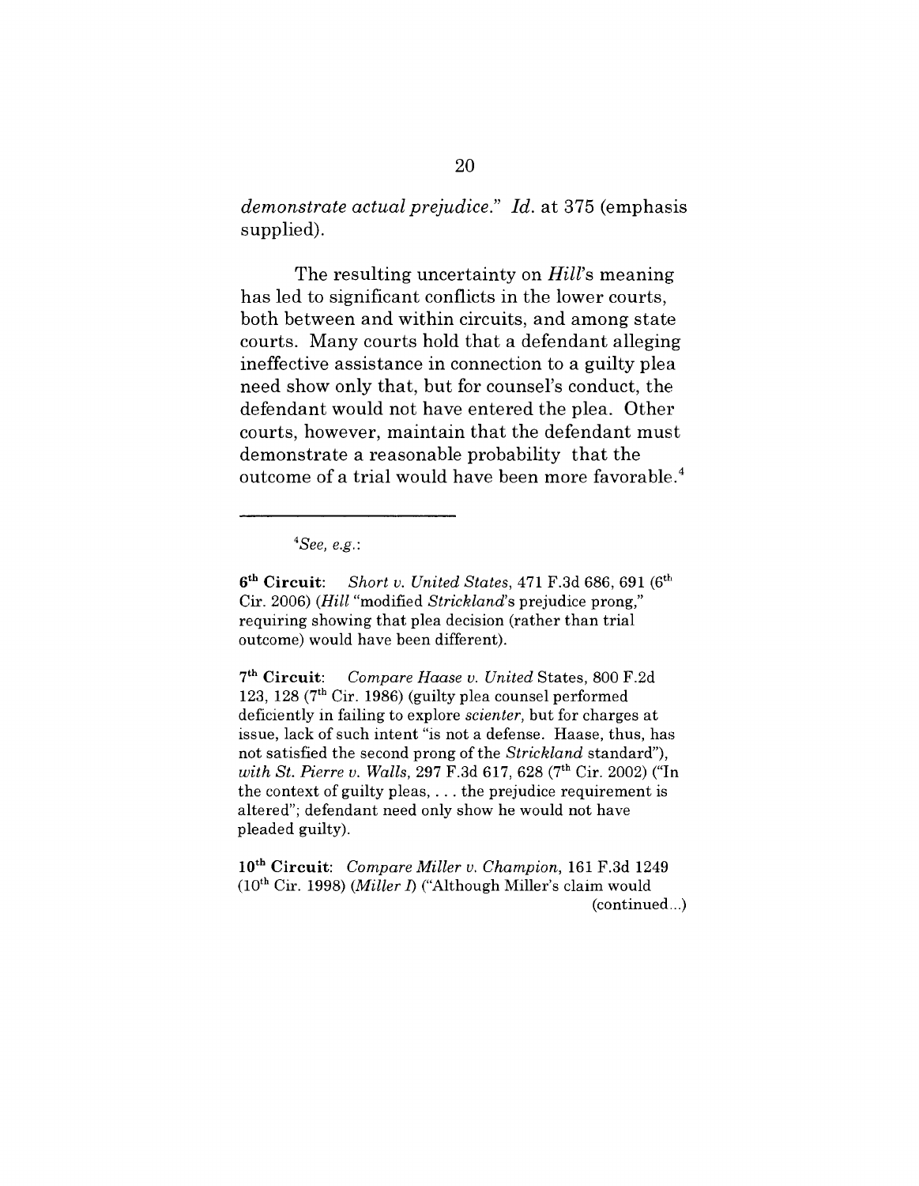*demonstrate actual prejudice.*" *Id.* at 375 (emphasis supplied).

The resulting uncertainty on *Hill*'s meaning has led to significant conflicts in the lower courts, both between and within circuits, and among state courts. Many courts hold that a defendant alleging ineffective assistance in connection to a guilty plea need show only that, but for counsel's conduct, the defendant would not have entered the plea. Other courts, however, maintain that the defendant must demonstrate a reasonable probability that the outcome of a trial would have been more favorable.[4]

---

[4]*See, e.g.*:

**6th Circuit**: *Short v. United States*, 471 F.3d 686, 691 (6th Cir. 2006) (*Hill* "modified *Strickland*'s prejudice prong," requiring showing that plea decision (rather than trial outcome) would have been different).

**7th Circuit**: *Compare Haase v. United* States, 800 F.2d 123, 128 (7th Cir. 1986) (guilty plea counsel performed deficiently in failing to explore *scienter*, but for charges at issue, lack of such intent "is not a defense. Haase, thus, has not satisfied the second prong of the *Strickland* standard"), *with St. Pierre v. Walls*, 297 F.3d 617, 628 (7th Cir. 2002) ("In the context of guilty pleas, . . . the prejudice requirement is altered"; defendant need only show he would not have pleaded guilty).

**10th Circuit**: *Compare Miller v. Champion*, 161 F.3d 1249 (10th Cir. 1998) (*Miller I*) ("Although Miller's claim would

(continued...)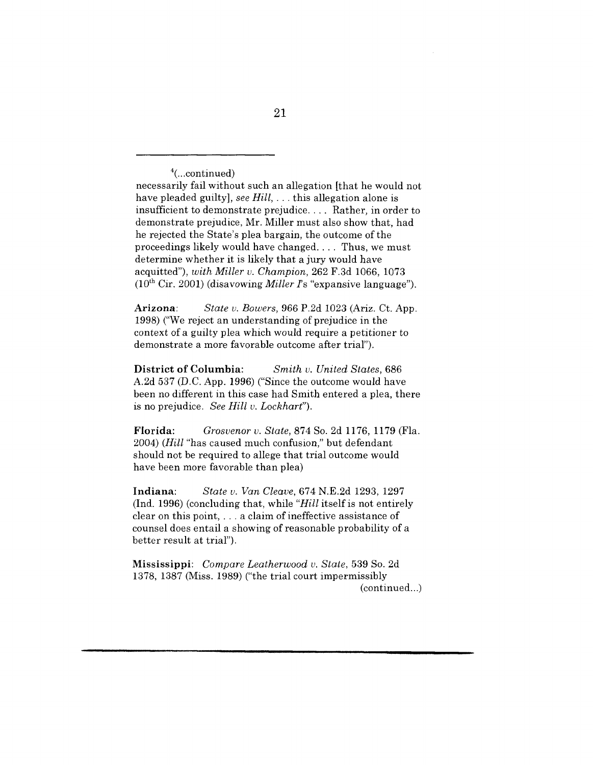[4](...continued)

necessarily fail without such an allegation [that he would not have pleaded guilty], *see Hill*, . . . this allegation alone is insufficient to demonstrate prejudice. . . . Rather, in order to demonstrate prejudice, Mr. Miller must also show that, had he rejected the State's plea bargain, the outcome of the proceedings likely would have changed. . . . Thus, we must determine whether it is likely that a jury would have acquitted"), *with Miller v. Champion*, 262 F.3d 1066, 1073 (10th Cir. 2001) (disavowing *Miller I*'s "expansive language").

**Arizona**: *State v. Bowers*, 966 P.2d 1023 (Ariz. Ct. App. 1998) ("We reject an understanding of prejudice in the context of a guilty plea which would require a petitioner to demonstrate a more favorable outcome after trial").

**District of Columbia**: *Smith v. United States*, 686 A.2d 537 (D.C. App. 1996) ("Since the outcome would have been no different in this case had Smith entered a plea, there is no prejudice. *See Hill v. Lockhart*").

**Florida**: *Grosvenor v. State*, 874 So. 2d 1176, 1179 (Fla. 2004) (*Hill* "has caused much confusion," but defendant should not be required to allege that trial outcome would have been more favorable than plea)

**Indiana**: *State v. Van Cleave*, 674 N.E.2d 1293, 1297 (Ind. 1996) (concluding that, while "*Hill* itself is not entirely clear on this point, . . . a claim of ineffective assistance of counsel does entail a showing of reasonable probability of a better result at trial").

**Mississippi**: *Compare Leatherwood v. State*, 539 So. 2d 1378, 1387 (Miss. 1989) ("the trial court impermissibly

(continued...)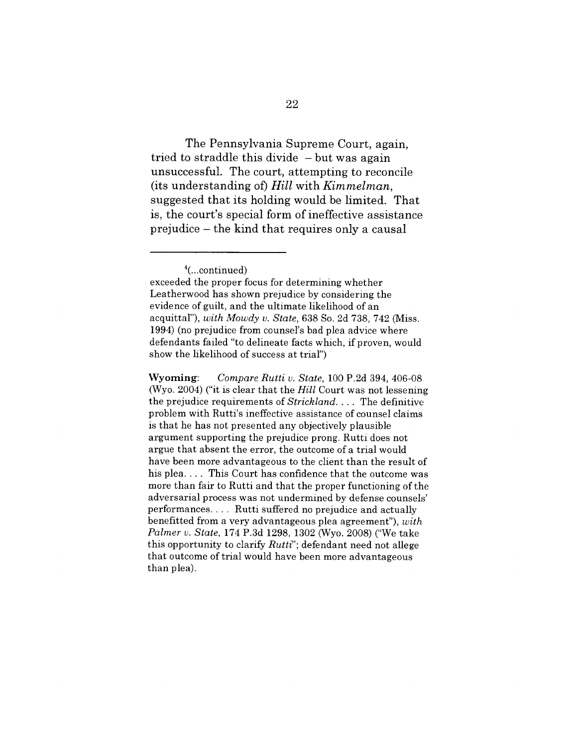The Pennsylvania Supreme Court, again, tried to straddle this divide – but was again unsuccessful. The court, attempting to reconcile (its understanding of) *Hill* with *Kimmelman*, suggested that its holding would be limited. That is, the court's special form of ineffective assistance prejudice – the kind that requires only a causal

---

[4](...continued)

exceeded the proper focus for determining whether Leatherwood has shown prejudice by considering the evidence of guilt, and the ultimate likelihood of an acquittal"), *with Mowdy v. State*, 638 So. 2d 738, 742 (Miss. 1994) (no prejudice from counsel's bad plea advice where defendants failed "to delineate facts which, if proven, would show the likelihood of success at trial")

**Wyoming**: *Compare Rutti v. State*, 100 P.2d 394, 406-08 (Wyo. 2004) ("it is clear that the *Hill* Court was not lessening the prejudice requirements of *Strickland*. . . . The definitive problem with Rutti's ineffective assistance of counsel claims is that he has not presented any objectively plausible argument supporting the prejudice prong. Rutti does not argue that absent the error, the outcome of a trial would have been more advantageous to the client than the result of his plea. . . . This Court has confidence that the outcome was more than fair to Rutti and that the proper functioning of the adversarial process was not undermined by defense counsels' performances. . . . Rutti suffered no prejudice and actually benefitted from a very advantageous plea agreement"), *with Palmer v. State*, 174 P.3d 1298, 1302 (Wyo. 2008) ("We take this opportunity to clarify *Rutti*"; defendant need not allege that outcome of trial would have been more advantageous than plea).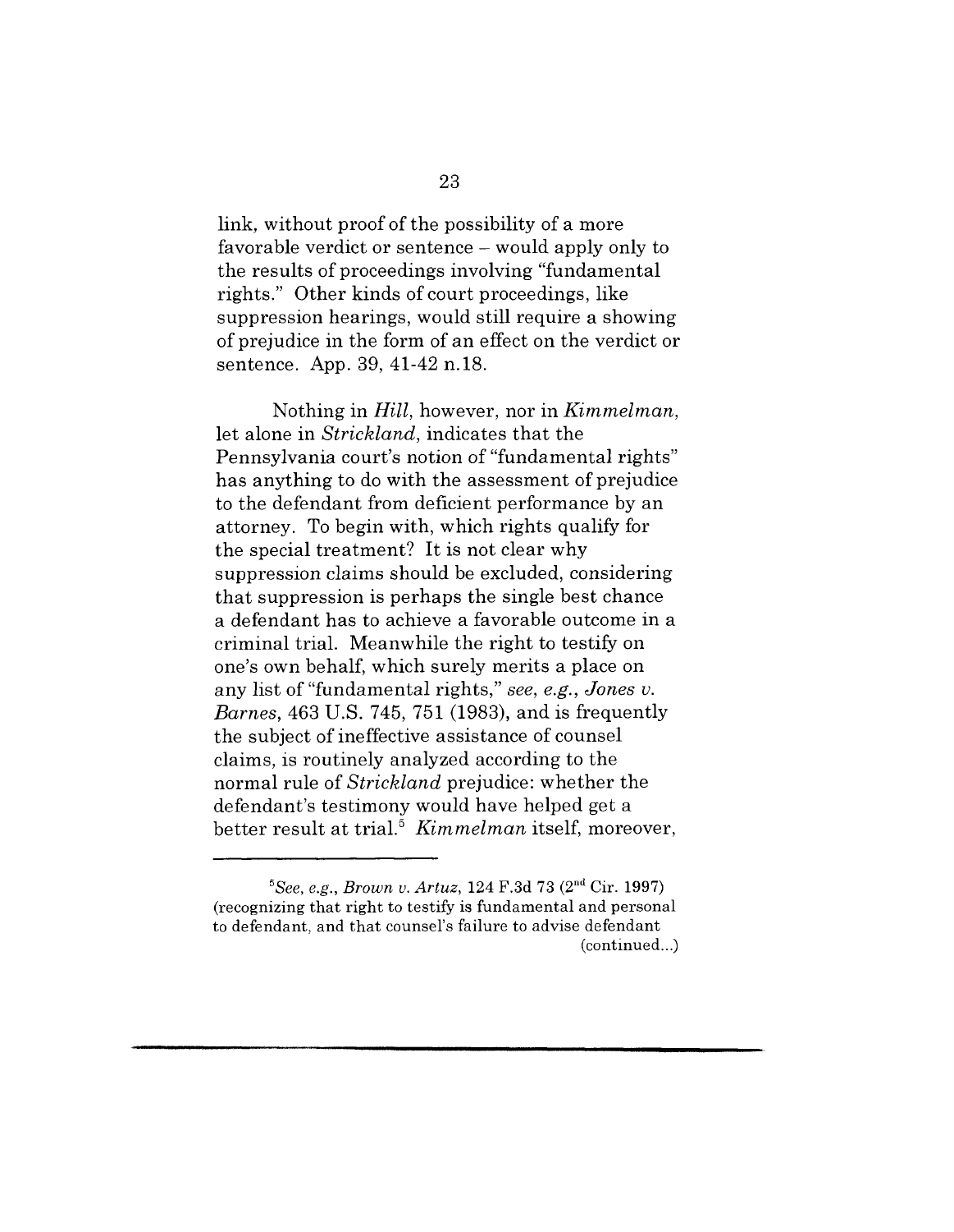link, without proof of the possibility of a more favorable verdict or sentence – would apply only to the results of proceedings involving "fundamental rights." Other kinds of court proceedings, like suppression hearings, would still require a showing of prejudice in the form of an effect on the verdict or sentence. App. 39, 41-42 n.18.

Nothing in *Hill*, however, nor in *Kimmelman*, let alone in *Strickland*, indicates that the Pennsylvania court's notion of "fundamental rights" has anything to do with the assessment of prejudice to the defendant from deficient performance by an attorney. To begin with, which rights qualify for the special treatment? It is not clear why suppression claims should be excluded, considering that suppression is perhaps the single best chance a defendant has to achieve a favorable outcome in a criminal trial. Meanwhile the right to testify on one's own behalf, which surely merits a place on any list of "fundamental rights," *see, e.g., Jones v. Barnes*, 463 U.S. 745, 751 (1983), and is frequently the subject of ineffective assistance of counsel claims, is routinely analyzed according to the normal rule of *Strickland* prejudice: whether the defendant's testimony would have helped get a better result at trial.[5] *Kimmelman* itself, moreover,

---

[5] *See, e.g., Brown v. Artuz*, 124 F.3d 73 (2nd Cir. 1997) (recognizing that right to testify is fundamental and personal to defendant, and that counsel's failure to advise defendant (continued...)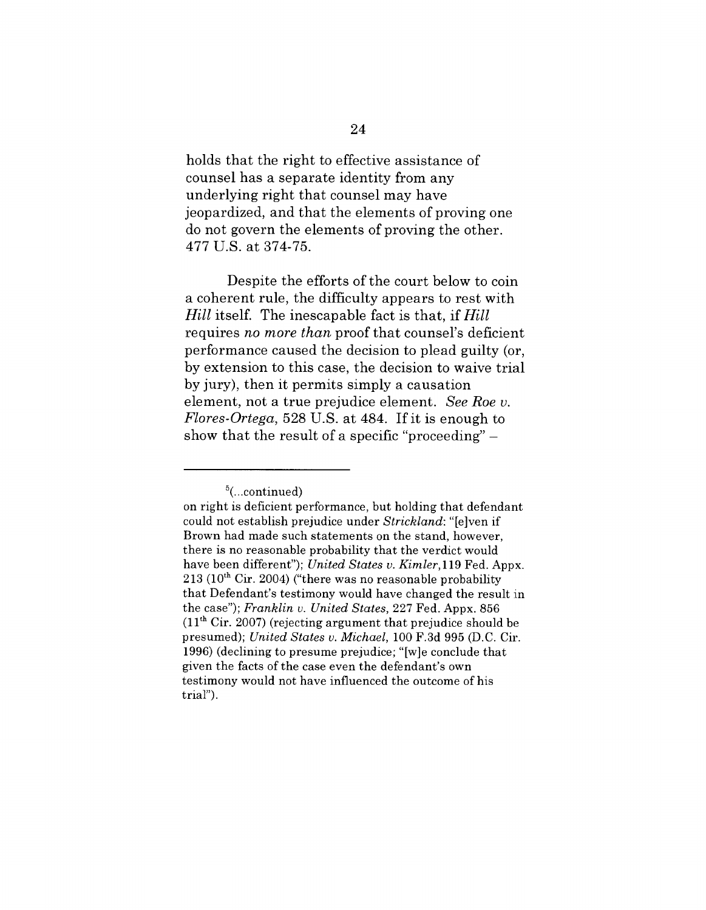holds that the right to effective assistance of counsel has a separate identity from any underlying right that counsel may have jeopardized, and that the elements of proving one do not govern the elements of proving the other. 477 U.S. at 374-75.

Despite the efforts of the court below to coin a coherent rule, the difficulty appears to rest with *Hill* itself. The inescapable fact is that, if *Hill* requires *no more than* proof that counsel's deficient performance caused the decision to plead guilty (or, by extension to this case, the decision to waive trial by jury), then it permits simply a causation element, not a true prejudice element. *See Roe v. Flores-Ortega*, 528 U.S. at 484. If it is enough to show that the result of a specific "proceeding" –

---

[5](...continued)
on right is deficient performance, but holding that defendant could not establish prejudice under *Strickland*: "[e]ven if Brown had made such statements on the stand, however, there is no reasonable probability that the verdict would have been different"); *United States v. Kimler*, 119 Fed. Appx. 213 (10th Cir. 2004) ("there was no reasonable probability that Defendant's testimony would have changed the result in the case"); *Franklin v. United States*, 227 Fed. Appx. 856 (11th Cir. 2007) (rejecting argument that prejudice should be presumed); *United States v. Michael*, 100 F.3d 995 (D.C. Cir. 1996) (declining to presume prejudice; "[w]e conclude that given the facts of the case even the defendant's own testimony would not have influenced the outcome of his trial").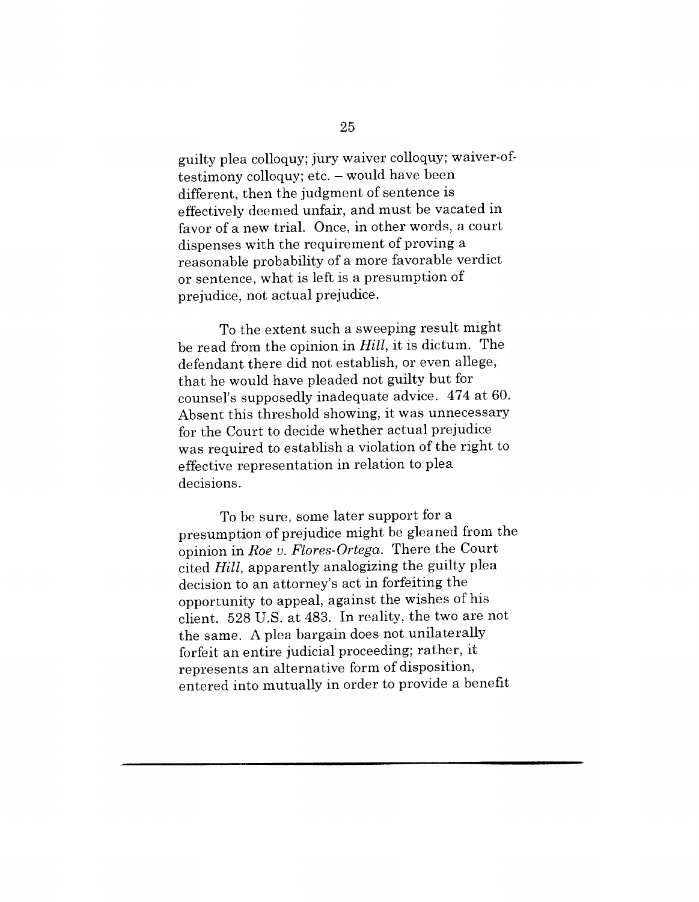guilty plea colloquy; jury waiver colloquy; waiver-of-testimony colloquy; etc. – would have been different, then the judgment of sentence is effectively deemed unfair, and must be vacated in favor of a new trial. Once, in other words, a court dispenses with the requirement of proving a reasonable probability of a more favorable verdict or sentence, what is left is a presumption of prejudice, not actual prejudice.

To the extent such a sweeping result might be read from the opinion in *Hill*, it is dictum. The defendant there did not establish, or even allege, that he would have pleaded not guilty but for counsel's supposedly inadequate advice. 474 at 60. Absent this threshold showing, it was unnecessary for the Court to decide whether actual prejudice was required to establish a violation of the right to effective representation in relation to plea decisions.

To be sure, some later support for a presumption of prejudice might be gleaned from the opinion in *Roe v. Flores-Ortega*. There the Court cited *Hill*, apparently analogizing the guilty plea decision to an attorney's act in forfeiting the opportunity to appeal, against the wishes of his client. 528 U.S. at 483. In reality, the two are not the same. A plea bargain does not unilaterally forfeit an entire judicial proceeding; rather, it represents an alternative form of disposition, entered into mutually in order to provide a benefit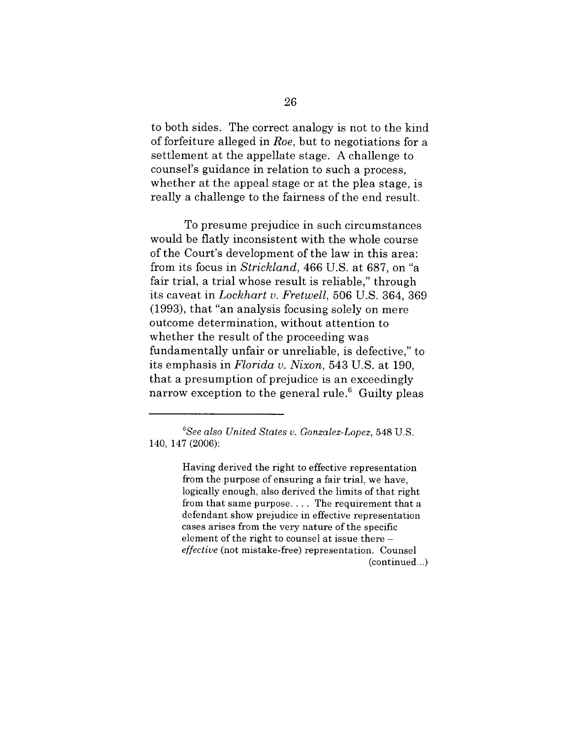to both sides. The correct analogy is not to the kind of forfeiture alleged in *Roe*, but to negotiations for a settlement at the appellate stage. A challenge to counsel's guidance in relation to such a process, whether at the appeal stage or at the plea stage, is really a challenge to the fairness of the end result.

To presume prejudice in such circumstances would be flatly inconsistent with the whole course of the Court's development of the law in this area: from its focus in *Strickland*, 466 U.S. at 687, on "a fair trial, a trial whose result is reliable," through its caveat in *Lockhart v. Fretwell*, 506 U.S. 364, 369 (1993), that "an analysis focusing solely on mere outcome determination, without attention to whether the result of the proceeding was fundamentally unfair or unreliable, is defective," to its emphasis in *Florida v. Nixon*, 543 U.S. at 190, that a presumption of prejudice is an exceedingly narrow exception to the general rule.[6] Guilty pleas

---

[6]*See also United States v. Gonzalez-Lopez*, 548 U.S. 140, 147 (2006):

> Having derived the right to effective representation from the purpose of ensuring a fair trial, we have, logically enough, also derived the limits of that right from that same purpose. . . . The requirement that a defendant show prejudice in effective representation cases arises from the very nature of the specific element of the right to counsel at issue there – *effective* (not mistake-free) representation. Counsel
>
> (continued...)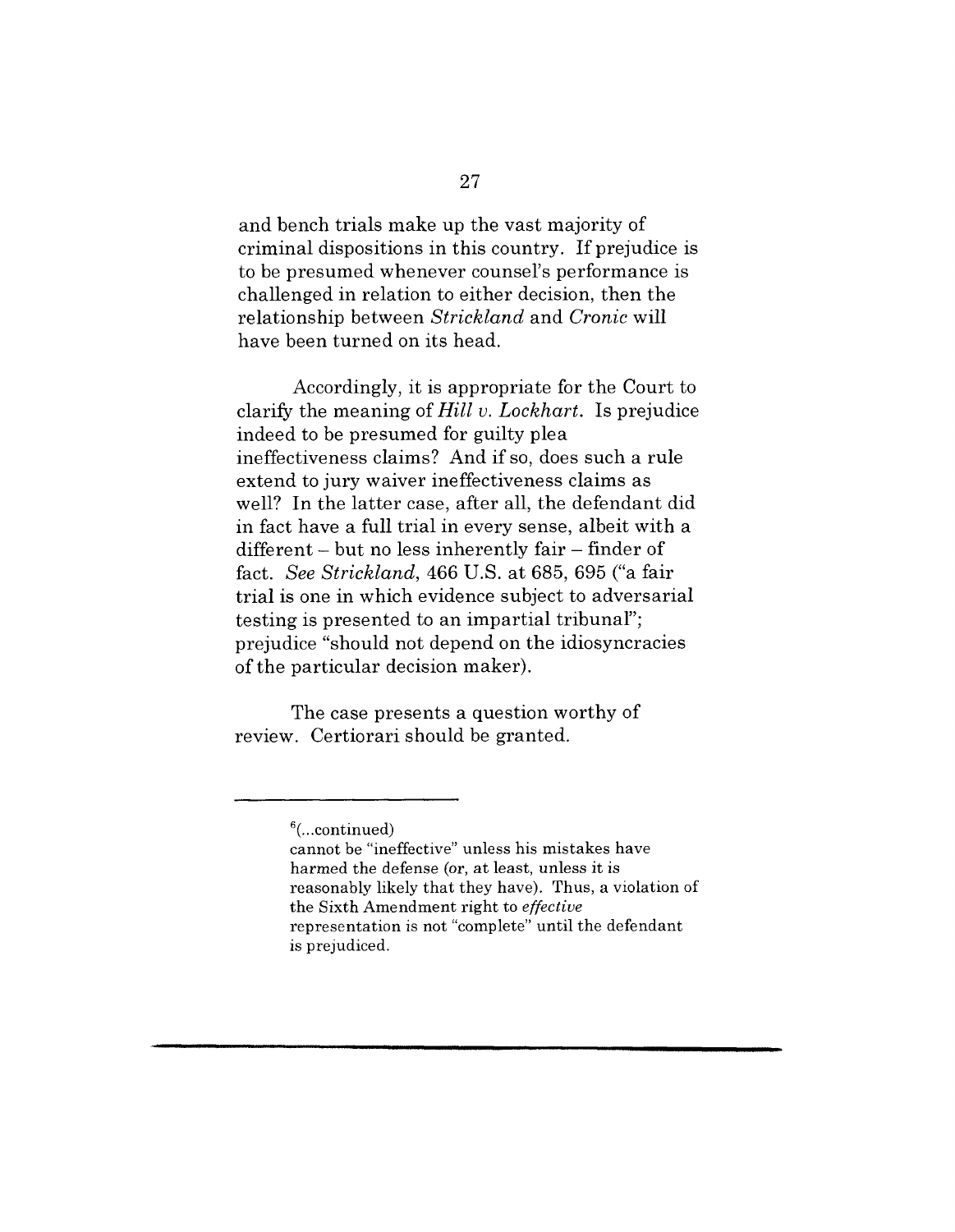and bench trials make up the vast majority of criminal dispositions in this country. If prejudice is to be presumed whenever counsel's performance is challenged in relation to either decision, then the relationship between *Strickland* and *Cronic* will have been turned on its head.

Accordingly, it is appropriate for the Court to clarify the meaning of *Hill v. Lockhart*. Is prejudice indeed to be presumed for guilty plea ineffectiveness claims? And if so, does such a rule extend to jury waiver ineffectiveness claims as well? In the latter case, after all, the defendant did in fact have a full trial in every sense, albeit with a different – but no less inherently fair – finder of fact. *See Strickland*, 466 U.S. at 685, 695 ("a fair trial is one in which evidence subject to adversarial testing is presented to an impartial tribunal"; prejudice "should not depend on the idiosyncracies of the particular decision maker).

The case presents a question worthy of review. Certiorari should be granted.

---

[6](...continued)
cannot be "ineffective" unless his mistakes have harmed the defense (or, at least, unless it is reasonably likely that they have). Thus, a violation of the Sixth Amendment right to *effective* representation is not "complete" until the defendant is prejudiced.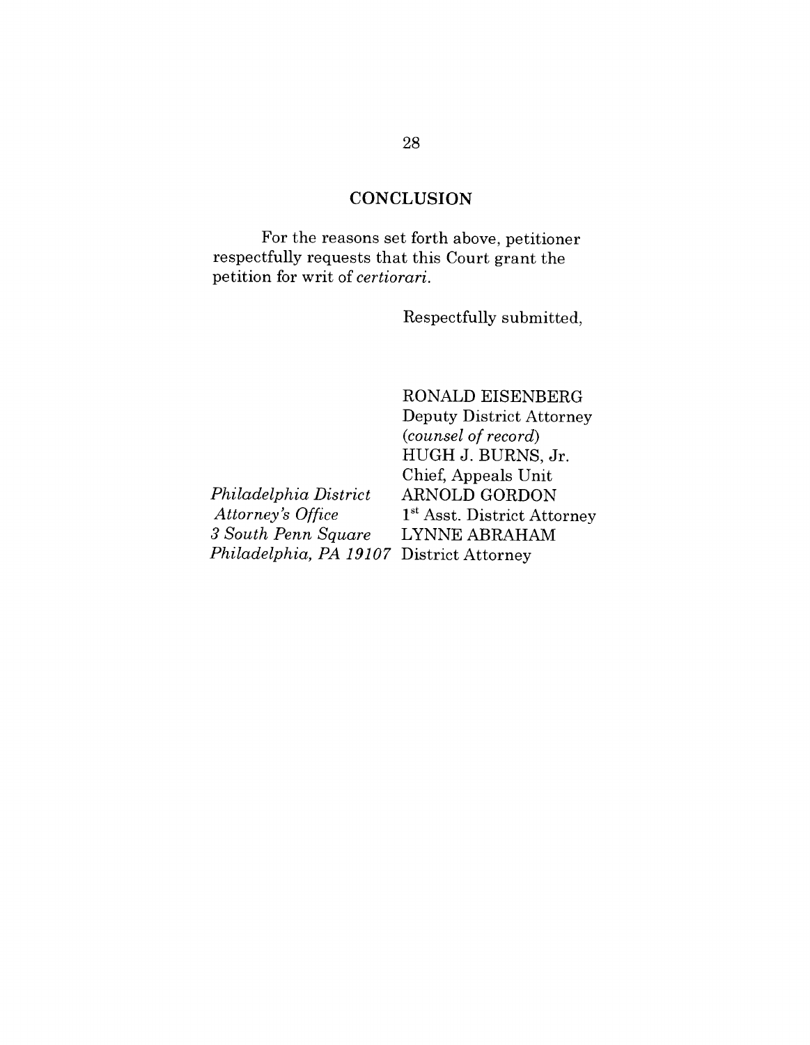## CONCLUSION

For the reasons set forth above, petitioner respectfully requests that this Court grant the petition for writ of *certiorari*.

Respectfully submitted,

RONALD EISENBERG
Deputy District Attorney
*(counsel of record)*
HUGH J. BURNS, Jr.
Chief, Appeals Unit
ARNOLD GORDON
1st Asst. District Attorney
LYNNE ABRAHAM
District Attorney

*Philadelphia District Attorney's Office*
*3 South Penn Square*
*Philadelphia, PA 19107*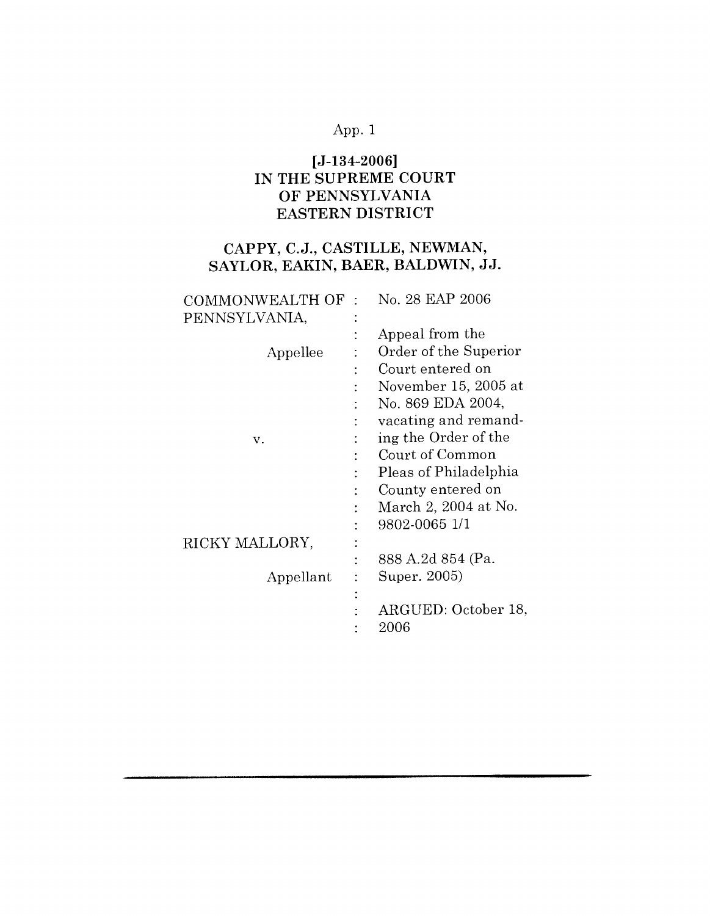App. 1

**[J-134-2006]**
**IN THE SUPREME COURT OF PENNSYLVANIA EASTERN DISTRICT**

**CAPPY, C.J., CASTILLE, NEWMAN, SAYLOR, EAKIN, BAER, BALDWIN, JJ.**

| | | |
|---|---|---|
| COMMONWEALTH OF PENNSYLVANIA, | : | No. 28 EAP 2006 |
| Appellee | : | Appeal from the Order of the Superior Court entered on November 15, 2005 at No. 869 EDA 2004, vacating and remanding the Order of the Court of Common Pleas of Philadelphia County entered on March 2, 2004 at No. 9802-0065 1/1 |
| v. | : | |
| RICKY MALLORY, | : | 888 A.2d 854 (Pa. Super. 2005) |
| Appellant | : | ARGUED: October 18, 2006 |